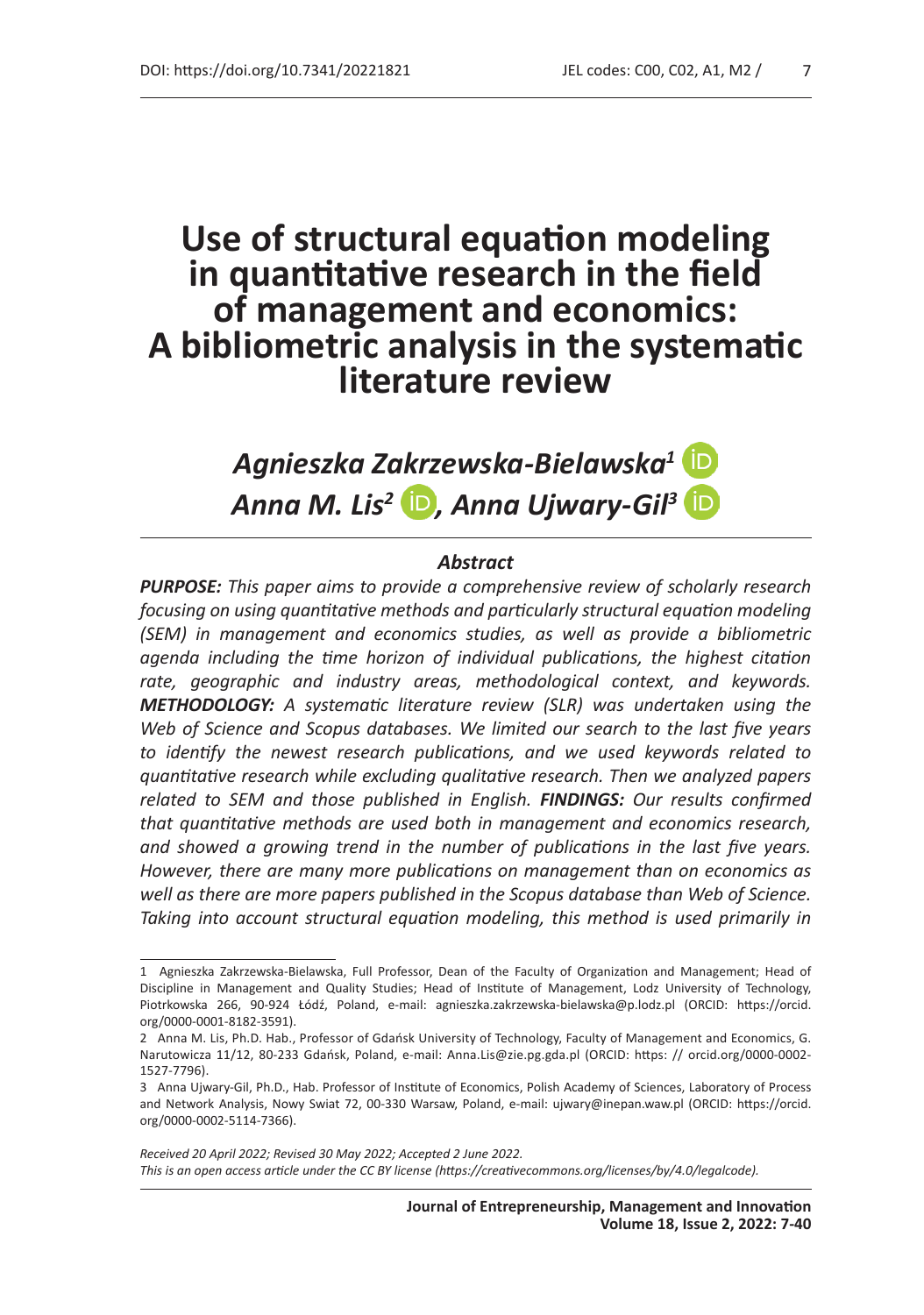# Use of structural equation modeling in quantitative research in the field of management and economics: A bibliometric analysis in the systematic literature review

***Agnieszka Zakrzewska-Bielawska***[1]
***Anna M. Lis***[2]***, Anna Ujwary-Gil***[3]

### *Abstract*

***PURPOSE:*** *This paper aims to provide a comprehensive review of scholarly research focusing on using quantitative methods and particularly structural equation modeling (SEM) in management and economics studies, as well as provide a bibliometric agenda including the time horizon of individual publications, the highest citation rate, geographic and industry areas, methodological context, and keywords.* ***METHODOLOGY:*** *A systematic literature review (SLR) was undertaken using the Web of Science and Scopus databases. We limited our search to the last five years to identify the newest research publications, and we used keywords related to quantitative research while excluding qualitative research. Then we analyzed papers related to SEM and those published in English.* ***FINDINGS:*** *Our results confirmed that quantitative methods are used both in management and economics research, and showed a growing trend in the number of publications in the last five years. However, there are many more publications on management than on economics as well as there are more papers published in the Scopus database than Web of Science. Taking into account structural equation modeling, this method is used primarily in*

---

1 Agnieszka Zakrzewska-Bielawska, Full Professor, Dean of the Faculty of Organization and Management; Head of Discipline in Management and Quality Studies; Head of Institute of Management, Lodz University of Technology, Piotrkowska 266, 90-924 Łódź, Poland, e-mail: agnieszka.zakrzewska-bielawska@p.lodz.pl (ORCID: https://orcid.org/0000-0001-8182-3591).

2 Anna M. Lis, Ph.D. Hab., Professor of Gdańsk University of Technology, Faculty of Management and Economics, G. Narutowicza 11/12, 80-233 Gdańsk, Poland, e-mail: Anna.Lis@zie.pg.gda.pl (ORCID: https: // orcid.org/0000-0002-1527-7796).

3 Anna Ujwary-Gil, Ph.D., Hab. Professor of Institute of Economics, Polish Academy of Sciences, Laboratory of Process and Network Analysis, Nowy Swiat 72, 00-330 Warsaw, Poland, e-mail: ujwary@inepan.waw.pl (ORCID: https://orcid.org/0000-0002-5114-7366).

*Received 20 April 2022; Revised 30 May 2022; Accepted 2 June 2022.*
*This is an open access article under the CC BY license (https://creativecommons.org/licenses/by/4.0/legalcode).*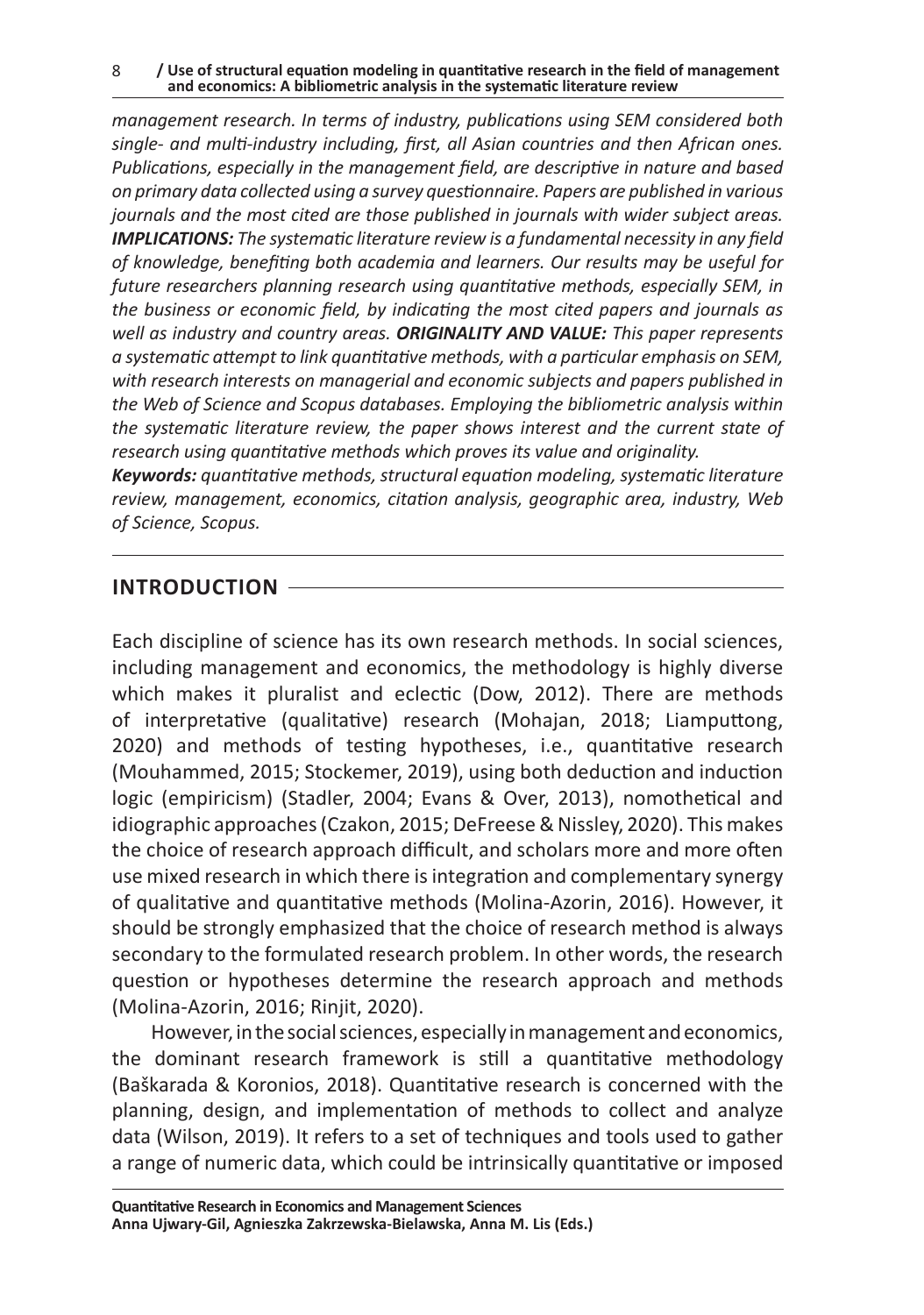*management research. In terms of industry, publications using SEM considered both single- and multi-industry including, first, all Asian countries and then African ones. Publications, especially in the management field, are descriptive in nature and based on primary data collected using a survey questionnaire. Papers are published in various journals and the most cited are those published in journals with wider subject areas.* ***IMPLICATIONS:*** *The systematic literature review is a fundamental necessity in any field of knowledge, benefiting both academia and learners. Our results may be useful for future researchers planning research using quantitative methods, especially SEM, in the business or economic field, by indicating the most cited papers and journals as well as industry and country areas.* ***ORIGINALITY AND VALUE:*** *This paper represents a systematic attempt to link quantitative methods, with a particular emphasis on SEM, with research interests on managerial and economic subjects and papers published in the Web of Science and Scopus databases. Employing the bibliometric analysis within the systematic literature review, the paper shows interest and the current state of research using quantitative methods which proves its value and originality.*

***Keywords:*** *quantitative methods, structural equation modeling, systematic literature review, management, economics, citation analysis, geographic area, industry, Web of Science, Scopus.*

## INTRODUCTION

Each discipline of science has its own research methods. In social sciences, including management and economics, the methodology is highly diverse which makes it pluralist and eclectic (Dow, 2012). There are methods of interpretative (qualitative) research (Mohajan, 2018; Liamputtong, 2020) and methods of testing hypotheses, i.e., quantitative research (Mouhammed, 2015; Stockemer, 2019), using both deduction and induction logic (empiricism) (Stadler, 2004; Evans & Over, 2013), nomothetical and idiographic approaches (Czakon, 2015; DeFreese & Nissley, 2020). This makes the choice of research approach difficult, and scholars more and more often use mixed research in which there is integration and complementary synergy of qualitative and quantitative methods (Molina-Azorin, 2016). However, it should be strongly emphasized that the choice of research method is always secondary to the formulated research problem. In other words, the research question or hypotheses determine the research approach and methods (Molina-Azorin, 2016; Rinjit, 2020).

However, in the social sciences, especially in management and economics, the dominant research framework is still a quantitative methodology (Baškarada & Koronios, 2018). Quantitative research is concerned with the planning, design, and implementation of methods to collect and analyze data (Wilson, 2019). It refers to a set of techniques and tools used to gather a range of numeric data, which could be intrinsically quantitative or imposed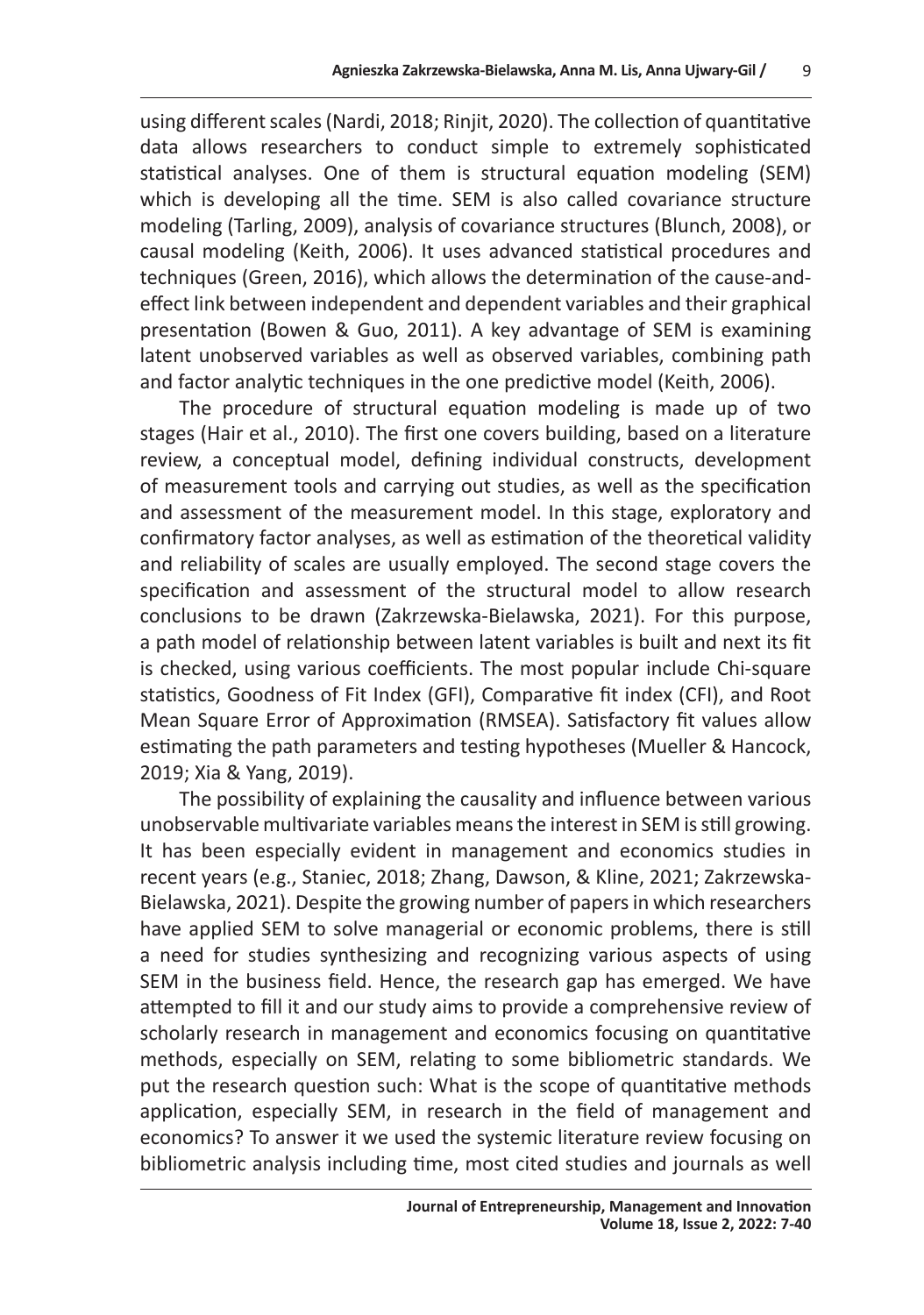using different scales (Nardi, 2018; Rinjit, 2020). The collection of quantitative data allows researchers to conduct simple to extremely sophisticated statistical analyses. One of them is structural equation modeling (SEM) which is developing all the time. SEM is also called covariance structure modeling (Tarling, 2009), analysis of covariance structures (Blunch, 2008), or causal modeling (Keith, 2006). It uses advanced statistical procedures and techniques (Green, 2016), which allows the determination of the cause-and-effect link between independent and dependent variables and their graphical presentation (Bowen & Guo, 2011). A key advantage of SEM is examining latent unobserved variables as well as observed variables, combining path and factor analytic techniques in the one predictive model (Keith, 2006).

The procedure of structural equation modeling is made up of two stages (Hair et al., 2010). The first one covers building, based on a literature review, a conceptual model, defining individual constructs, development of measurement tools and carrying out studies, as well as the specification and assessment of the measurement model. In this stage, exploratory and confirmatory factor analyses, as well as estimation of the theoretical validity and reliability of scales are usually employed. The second stage covers the specification and assessment of the structural model to allow research conclusions to be drawn (Zakrzewska-Bielawska, 2021). For this purpose, a path model of relationship between latent variables is built and next its fit is checked, using various coefficients. The most popular include Chi-square statistics, Goodness of Fit Index (GFI), Comparative fit index (CFI), and Root Mean Square Error of Approximation (RMSEA). Satisfactory fit values allow estimating the path parameters and testing hypotheses (Mueller & Hancock, 2019; Xia & Yang, 2019).

The possibility of explaining the causality and influence between various unobservable multivariate variables means the interest in SEM is still growing. It has been especially evident in management and economics studies in recent years (e.g., Staniec, 2018; Zhang, Dawson, & Kline, 2021; Zakrzewska-Bielawska, 2021). Despite the growing number of papers in which researchers have applied SEM to solve managerial or economic problems, there is still a need for studies synthesizing and recognizing various aspects of using SEM in the business field. Hence, the research gap has emerged. We have attempted to fill it and our study aims to provide a comprehensive review of scholarly research in management and economics focusing on quantitative methods, especially on SEM, relating to some bibliometric standards. We put the research question such: What is the scope of quantitative methods application, especially SEM, in research in the field of management and economics? To answer it we used the systemic literature review focusing on bibliometric analysis including time, most cited studies and journals as well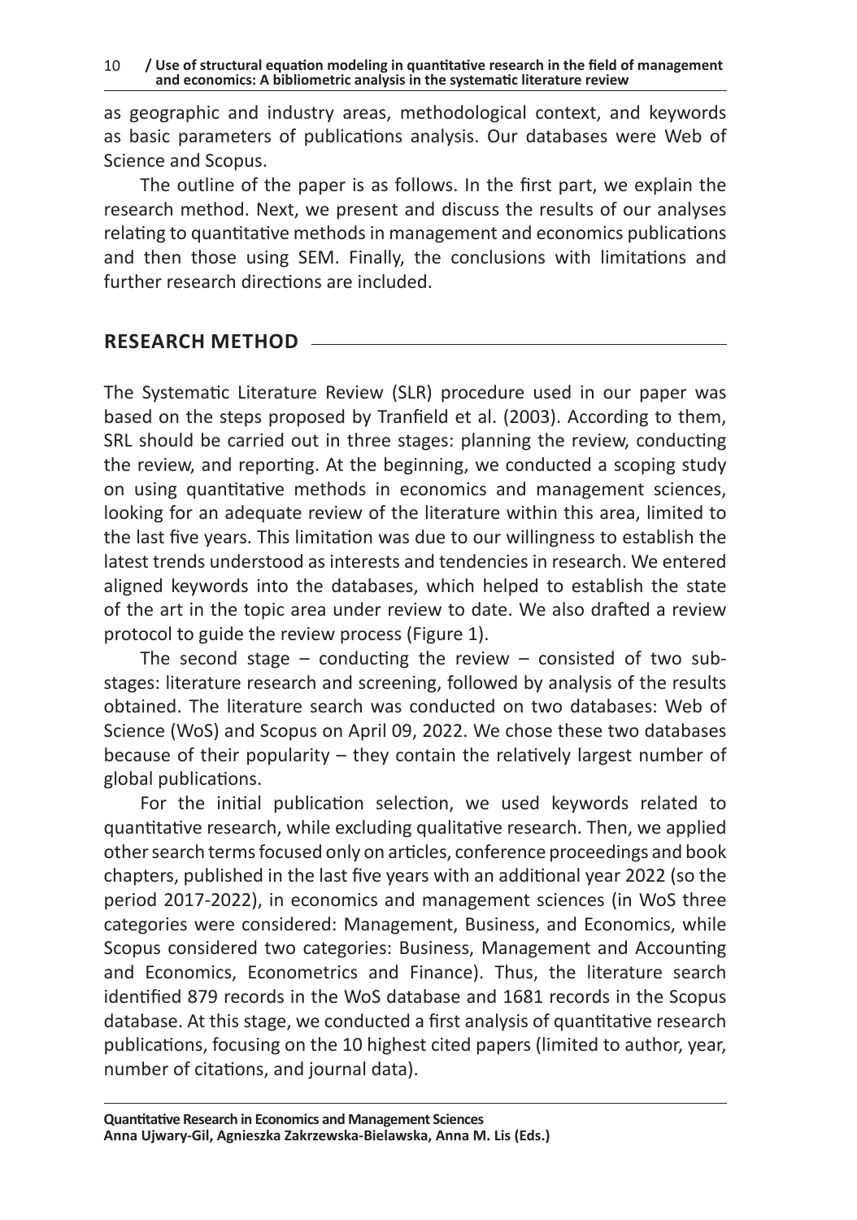as geographic and industry areas, methodological context, and keywords as basic parameters of publications analysis. Our databases were Web of Science and Scopus.

The outline of the paper is as follows. In the first part, we explain the research method. Next, we present and discuss the results of our analyses relating to quantitative methods in management and economics publications and then those using SEM. Finally, the conclusions with limitations and further research directions are included.

## RESEARCH METHOD

The Systematic Literature Review (SLR) procedure used in our paper was based on the steps proposed by Tranfield et al. (2003). According to them, SRL should be carried out in three stages: planning the review, conducting the review, and reporting. At the beginning, we conducted a scoping study on using quantitative methods in economics and management sciences, looking for an adequate review of the literature within this area, limited to the last five years. This limitation was due to our willingness to establish the latest trends understood as interests and tendencies in research. We entered aligned keywords into the databases, which helped to establish the state of the art in the topic area under review to date. We also drafted a review protocol to guide the review process (Figure 1).

The second stage – conducting the review – consisted of two sub-stages: literature research and screening, followed by analysis of the results obtained. The literature search was conducted on two databases: Web of Science (WoS) and Scopus on April 09, 2022. We chose these two databases because of their popularity – they contain the relatively largest number of global publications.

For the initial publication selection, we used keywords related to quantitative research, while excluding qualitative research. Then, we applied other search terms focused only on articles, conference proceedings and book chapters, published in the last five years with an additional year 2022 (so the period 2017-2022), in economics and management sciences (in WoS three categories were considered: Management, Business, and Economics, while Scopus considered two categories: Business, Management and Accounting and Economics, Econometrics and Finance). Thus, the literature search identified 879 records in the WoS database and 1681 records in the Scopus database. At this stage, we conducted a first analysis of quantitative research publications, focusing on the 10 highest cited papers (limited to author, year, number of citations, and journal data).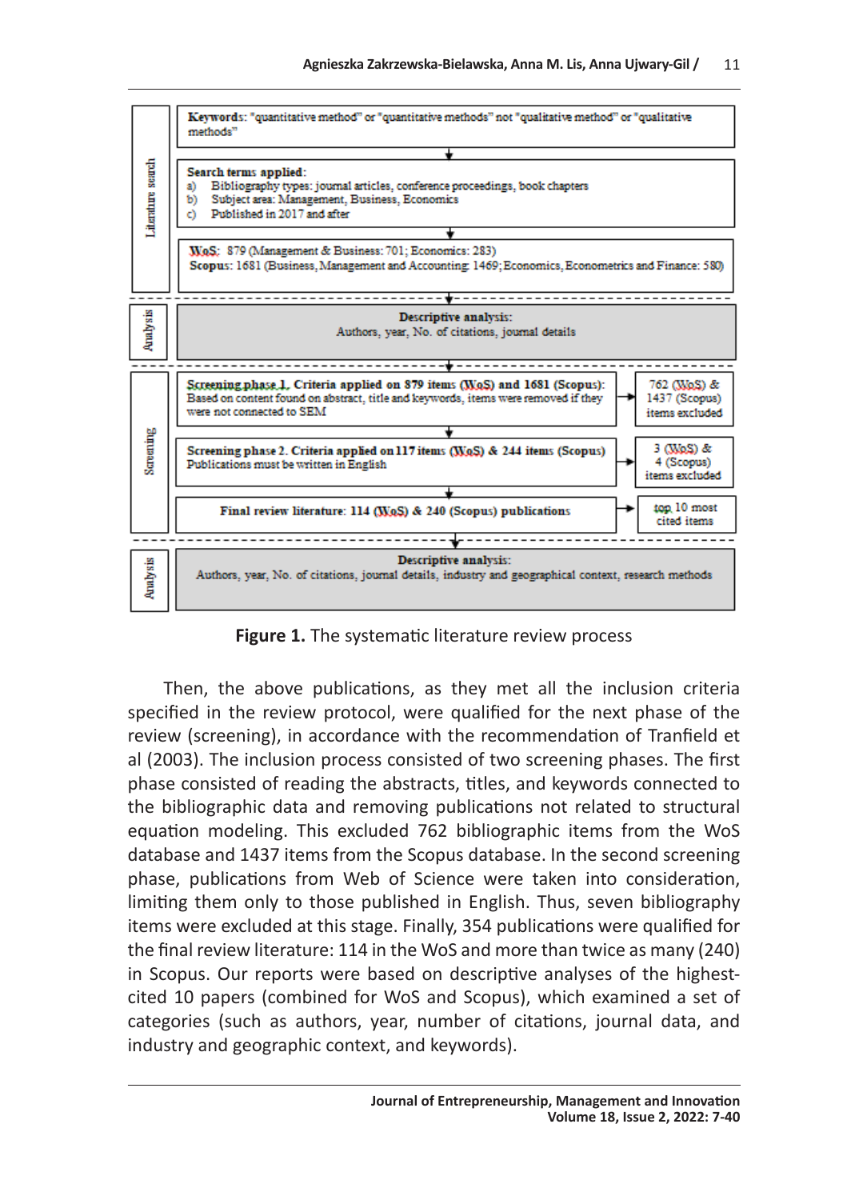Literature search

**Keywords**: "quantitative method" or "quantitative methods" not "qualitative method" or "qualitative methods"

**Search terms applied**:
a) Bibliography types: journal articles, conference proceedings, book chapters
b) Subject area: Management, Business, Economics
c) Published in 2017 and after

**WoS**: 879 (Management & Business: 701; Economics: 283)
**Scopus**: 1681 (Business, Management and Accounting: 1469; Economics, Econometrics and Finance: 580)

Analysis

**Descriptive analysis**:
Authors, year, No. of citations, journal details

Screening

**Screening phase 1. Criteria applied on 879 items (WoS) and 1681 (Scopus)**:
Based on content found on abstract, title and keywords, items were removed if they were not connected to SEM → 762 (WoS) & 1437 (Scopus) items excluded

**Screening phase 2. Criteria applied on 117 items (WoS) & 244 items (Scopus)**
Publications must be written in English → 3 (WoS) & 4 (Scopus) items excluded

**Final review literature: 114 (WoS) & 240 (Scopus) publications** → top 10 most cited items

Analysis

**Descriptive analysis**:
Authors, year, No. of citations, journal details, industry and geographical context, research methods

**Figure 1.** The systematic literature review process

Then, the above publications, as they met all the inclusion criteria specified in the review protocol, were qualified for the next phase of the review (screening), in accordance with the recommendation of Tranfield et al (2003). The inclusion process consisted of two screening phases. The first phase consisted of reading the abstracts, titles, and keywords connected to the bibliographic data and removing publications not related to structural equation modeling. This excluded 762 bibliographic items from the WoS database and 1437 items from the Scopus database. In the second screening phase, publications from Web of Science were taken into consideration, limiting them only to those published in English. Thus, seven bibliography items were excluded at this stage. Finally, 354 publications were qualified for the final review literature: 114 in the WoS and more than twice as many (240) in Scopus. Our reports were based on descriptive analyses of the highest-cited 10 papers (combined for WoS and Scopus), which examined a set of categories (such as authors, year, number of citations, journal data, and industry and geographic context, and keywords).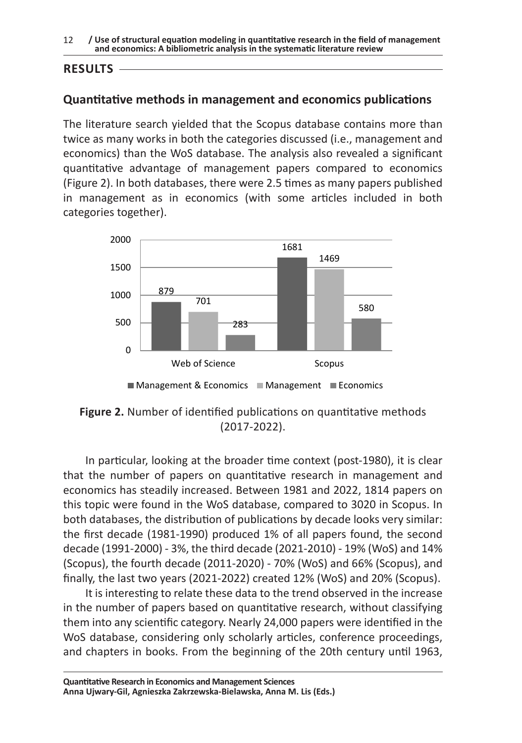## RESULTS

### Quantitative methods in management and economics publications

The literature search yielded that the Scopus database contains more than twice as many works in both the categories discussed (i.e., management and economics) than the WoS database. The analysis also revealed a significant quantitative advantage of management papers compared to economics (Figure 2). In both databases, there were 2.5 times as many papers published in management as in economics (with some articles included in both categories together).

| | Management & Economics | Management | Economics |
|---|---|---|---|
| Web of Science | 879 | 701 | 283 |
| Scopus | 1681 | 1469 | 580 |

**Figure 2.** Number of identified publications on quantitative methods (2017-2022).

In particular, looking at the broader time context (post-1980), it is clear that the number of papers on quantitative research in management and economics has steadily increased. Between 1981 and 2022, 1814 papers on this topic were found in the WoS database, compared to 3020 in Scopus. In both databases, the distribution of publications by decade looks very similar: the first decade (1981-1990) produced 1% of all papers found, the second decade (1991-2000) - 3%, the third decade (2021-2010) - 19% (WoS) and 14% (Scopus), the fourth decade (2011-2020) - 70% (WoS) and 66% (Scopus), and finally, the last two years (2021-2022) created 12% (WoS) and 20% (Scopus).

It is interesting to relate these data to the trend observed in the increase in the number of papers based on quantitative research, without classifying them into any scientific category. Nearly 24,000 papers were identified in the WoS database, considering only scholarly articles, conference proceedings, and chapters in books. From the beginning of the 20th century until 1963,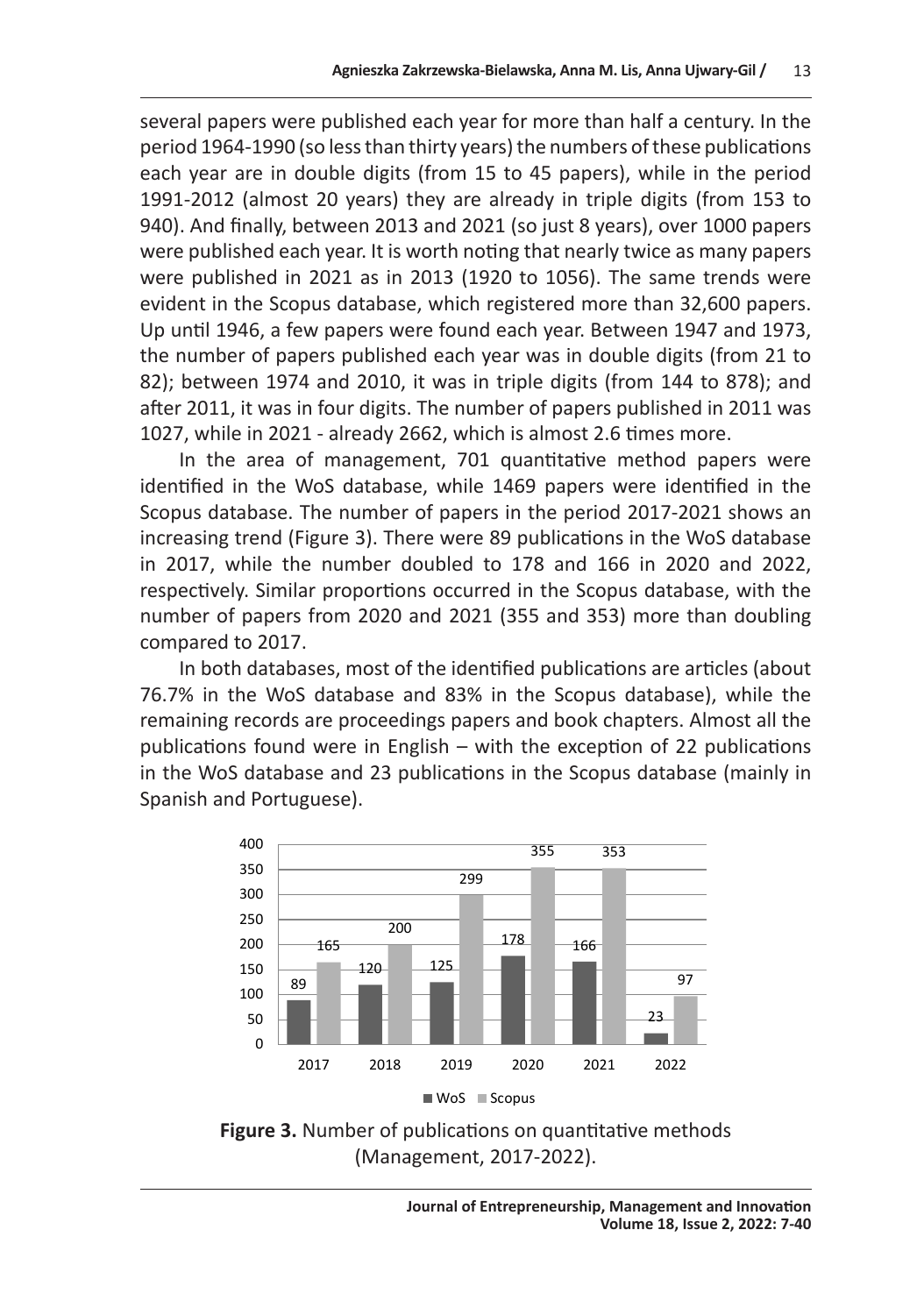several papers were published each year for more than half a century. In the period 1964-1990 (so less than thirty years) the numbers of these publications each year are in double digits (from 15 to 45 papers), while in the period 1991-2012 (almost 20 years) they are already in triple digits (from 153 to 940). And finally, between 2013 and 2021 (so just 8 years), over 1000 papers were published each year. It is worth noting that nearly twice as many papers were published in 2021 as in 2013 (1920 to 1056). The same trends were evident in the Scopus database, which registered more than 32,600 papers. Up until 1946, a few papers were found each year. Between 1947 and 1973, the number of papers published each year was in double digits (from 21 to 82); between 1974 and 2010, it was in triple digits (from 144 to 878); and after 2011, it was in four digits. The number of papers published in 2011 was 1027, while in 2021 - already 2662, which is almost 2.6 times more.

In the area of management, 701 quantitative method papers were identified in the WoS database, while 1469 papers were identified in the Scopus database. The number of papers in the period 2017-2021 shows an increasing trend (Figure 3). There were 89 publications in the WoS database in 2017, while the number doubled to 178 and 166 in 2020 and 2022, respectively. Similar proportions occurred in the Scopus database, with the number of papers from 2020 and 2021 (355 and 353) more than doubling compared to 2017.

In both databases, most of the identified publications are articles (about 76.7% in the WoS database and 83% in the Scopus database), while the remaining records are proceedings papers and book chapters. Almost all the publications found were in English – with the exception of 22 publications in the WoS database and 23 publications in the Scopus database (mainly in Spanish and Portuguese).

| Year | WoS | Scopus |
|---|---|---|
| 2017 | 89 | 165 |
| 2018 | 120 | 200 |
| 2019 | 125 | 299 |
| 2020 | 178 | 355 |
| 2021 | 166 | 353 |
| 2022 | 23 | 97 |

**Figure 3.** Number of publications on quantitative methods (Management, 2017-2022).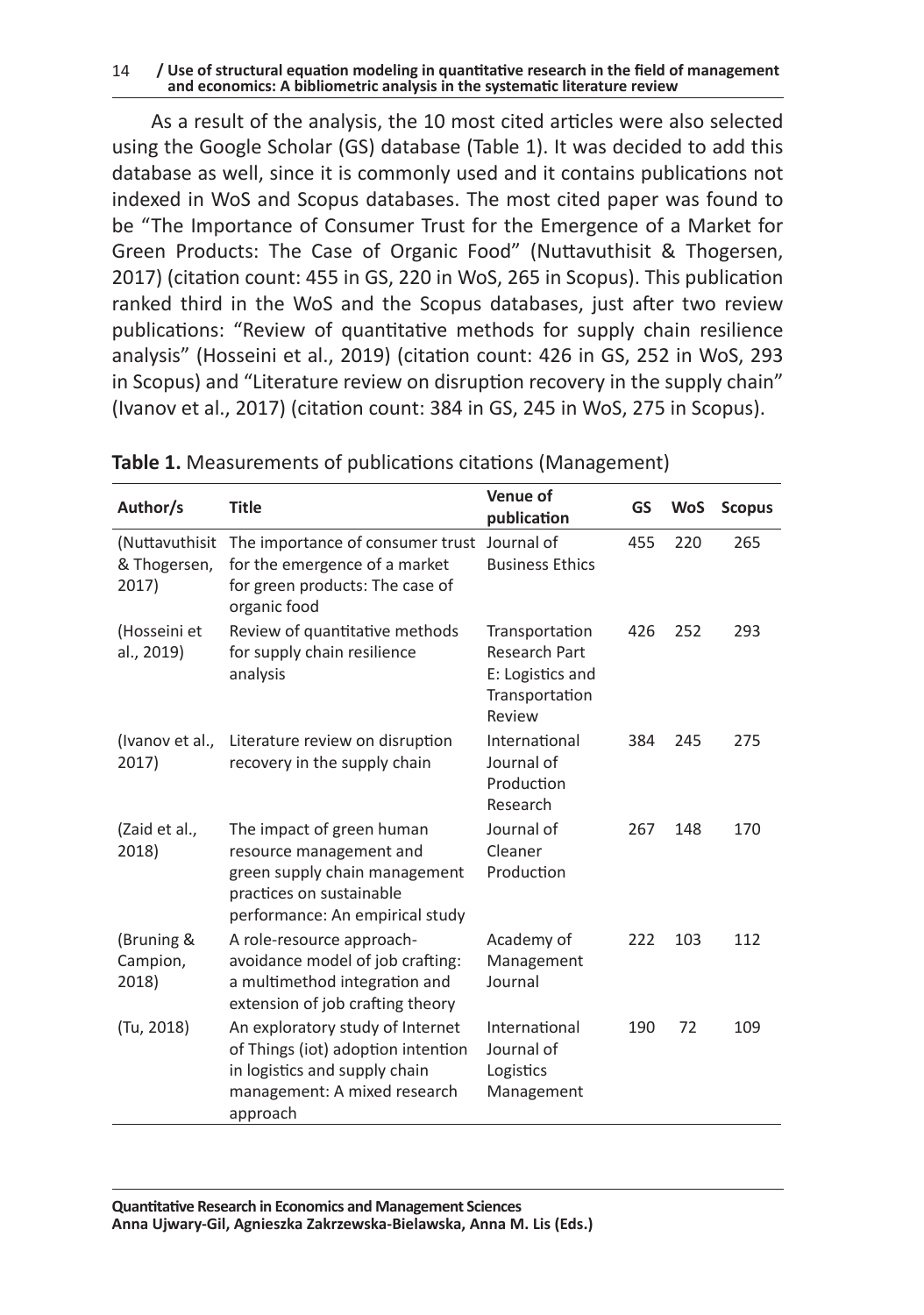As a result of the analysis, the 10 most cited articles were also selected using the Google Scholar (GS) database (Table 1). It was decided to add this database as well, since it is commonly used and it contains publications not indexed in WoS and Scopus databases. The most cited paper was found to be "The Importance of Consumer Trust for the Emergence of a Market for Green Products: The Case of Organic Food" (Nuttavuthisit & Thogersen, 2017) (citation count: 455 in GS, 220 in WoS, 265 in Scopus). This publication ranked third in the WoS and the Scopus databases, just after two review publications: "Review of quantitative methods for supply chain resilience analysis" (Hosseini et al., 2019) (citation count: 426 in GS, 252 in WoS, 293 in Scopus) and "Literature review on disruption recovery in the supply chain" (Ivanov et al., 2017) (citation count: 384 in GS, 245 in WoS, 275 in Scopus).

**Table 1.** Measurements of publications citations (Management)

| Author/s | Title | Venue of publication | GS | WoS | Scopus |
|---|---|---|---|---|---|
| (Nuttavuthisit & Thogersen, 2017) | The importance of consumer trust for the emergence of a market for green products: The case of organic food | Journal of Business Ethics | 455 | 220 | 265 |
| (Hosseini et al., 2019) | Review of quantitative methods for supply chain resilience analysis | Transportation Research Part E: Logistics and Transportation Review | 426 | 252 | 293 |
| (Ivanov et al., 2017) | Literature review on disruption recovery in the supply chain | International Journal of Production Research | 384 | 245 | 275 |
| (Zaid et al., 2018) | The impact of green human resource management and green supply chain management practices on sustainable performance: An empirical study | Journal of Cleaner Production | 267 | 148 | 170 |
| (Bruning & Campion, 2018) | A role-resource approach-avoidance model of job crafting: a multimethod integration and extension of job crafting theory | Academy of Management Journal | 222 | 103 | 112 |
| (Tu, 2018) | An exploratory study of Internet of Things (iot) adoption intention in logistics and supply chain management: A mixed research approach | International Journal of Logistics Management | 190 | 72 | 109 |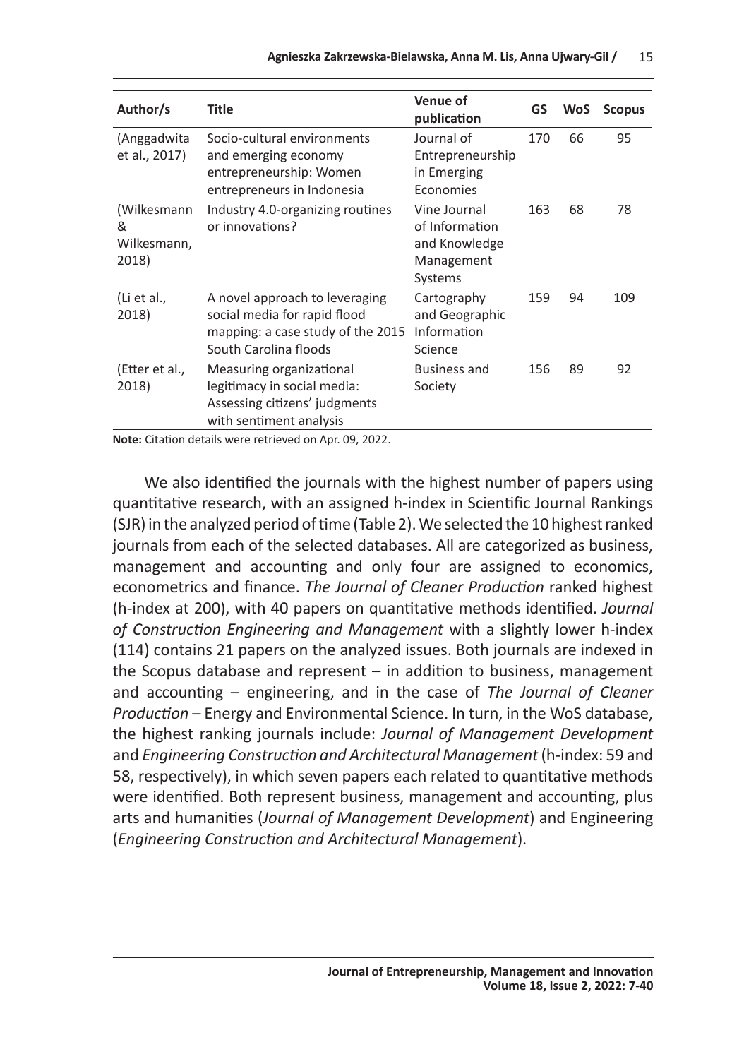| Author/s | Title | Venue of publication | GS | WoS | Scopus |
|---|---|---|---|---|---|
| (Anggadwita et al., 2017) | Socio-cultural environments and emerging economy entrepreneurship: Women entrepreneurs in Indonesia | Journal of Entrepreneurship in Emerging Economies | 170 | 66 | 95 |
| (Wilkesmann & Wilkesmann, 2018) | Industry 4.0-organizing routines or innovations? | Vine Journal of Information and Knowledge Management Systems | 163 | 68 | 78 |
| (Li et al., 2018) | A novel approach to leveraging social media for rapid flood mapping: a case study of the 2015 South Carolina floods | Cartography and Geographic Information Science | 159 | 94 | 109 |
| (Etter et al., 2018) | Measuring organizational legitimacy in social media: Assessing citizens' judgments with sentiment analysis | Business and Society | 156 | 89 | 92 |

**Note:** Citation details were retrieved on Apr. 09, 2022.

We also identified the journals with the highest number of papers using quantitative research, with an assigned h-index in Scientific Journal Rankings (SJR) in the analyzed period of time (Table 2). We selected the 10 highest ranked journals from each of the selected databases. All are categorized as business, management and accounting and only four are assigned to economics, econometrics and finance. *The Journal of Cleaner Production* ranked highest (h-index at 200), with 40 papers on quantitative methods identified. *Journal of Construction Engineering and Management* with a slightly lower h-index (114) contains 21 papers on the analyzed issues. Both journals are indexed in the Scopus database and represent – in addition to business, management and accounting – engineering, and in the case of *The Journal of Cleaner Production* – Energy and Environmental Science. In turn, in the WoS database, the highest ranking journals include: *Journal of Management Development* and *Engineering Construction and Architectural Management* (h-index: 59 and 58, respectively), in which seven papers each related to quantitative methods were identified. Both represent business, management and accounting, plus arts and humanities (*Journal of Management Development*) and Engineering (*Engineering Construction and Architectural Management*).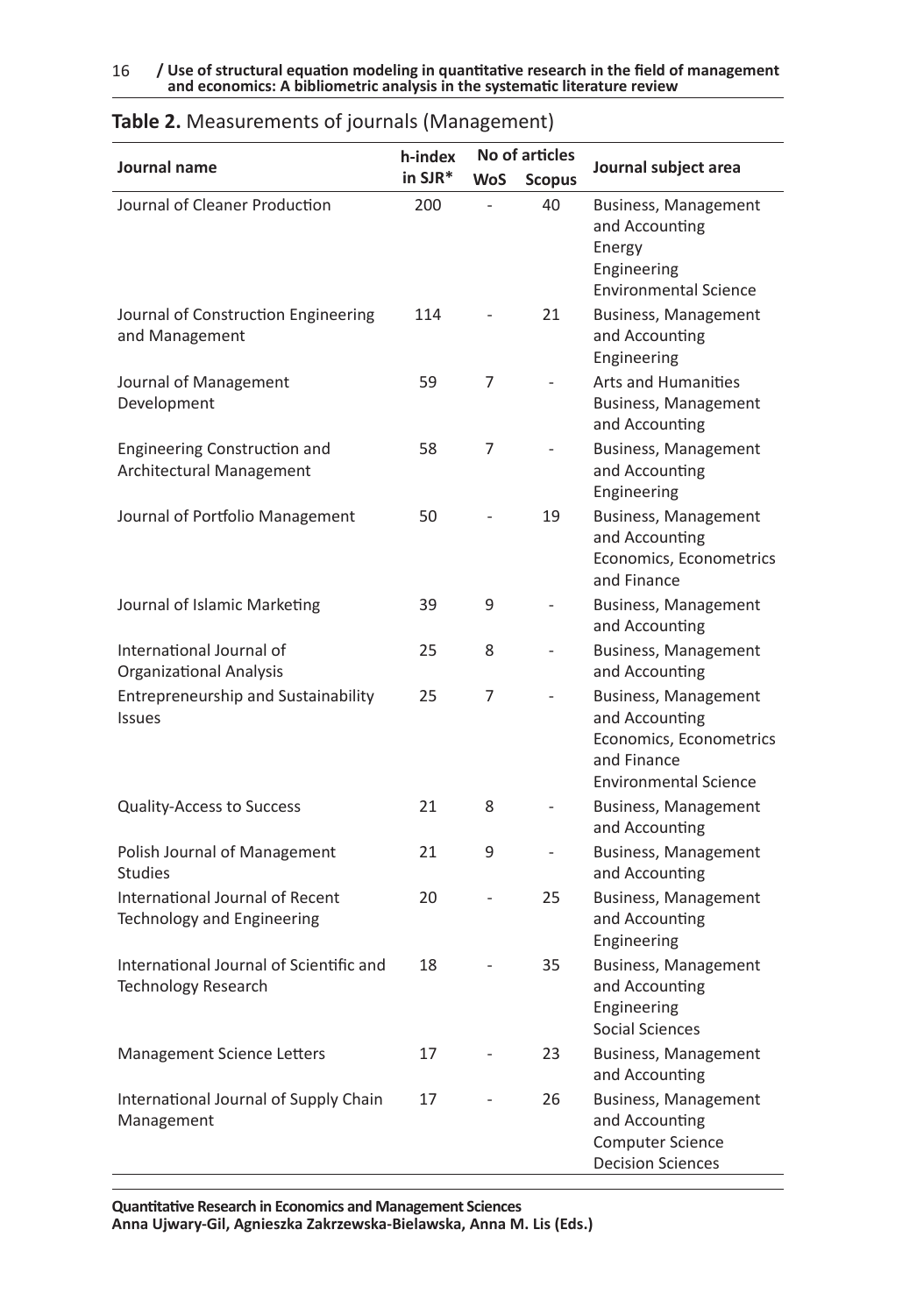**Table 2.** Measurements of journals (Management)

| Journal name | h-index in SJR* | No of articles | | Journal subject area |
|---|---|---|---|---|
| | | WoS | Scopus | |
| Journal of Cleaner Production | 200 | - | 40 | Business, Management and Accounting<br>Energy<br>Engineering<br>Environmental Science |
| Journal of Construction Engineering and Management | 114 | - | 21 | Business, Management and Accounting<br>Engineering |
| Journal of Management Development | 59 | 7 | - | Arts and Humanities<br>Business, Management and Accounting |
| Engineering Construction and Architectural Management | 58 | 7 | - | Business, Management and Accounting<br>Engineering |
| Journal of Portfolio Management | 50 | - | 19 | Business, Management and Accounting<br>Economics, Econometrics and Finance |
| Journal of Islamic Marketing | 39 | 9 | - | Business, Management and Accounting |
| International Journal of Organizational Analysis | 25 | 8 | - | Business, Management and Accounting |
| Entrepreneurship and Sustainability Issues | 25 | 7 | - | Business, Management and Accounting<br>Economics, Econometrics and Finance<br>Environmental Science |
| Quality-Access to Success | 21 | 8 | - | Business, Management and Accounting |
| Polish Journal of Management Studies | 21 | 9 | - | Business, Management and Accounting |
| International Journal of Recent Technology and Engineering | 20 | - | 25 | Business, Management and Accounting<br>Engineering |
| International Journal of Scientific and Technology Research | 18 | - | 35 | Business, Management and Accounting<br>Engineering<br>Social Sciences |
| Management Science Letters | 17 | - | 23 | Business, Management and Accounting |
| International Journal of Supply Chain Management | 17 | - | 26 | Business, Management and Accounting<br>Computer Science<br>Decision Sciences |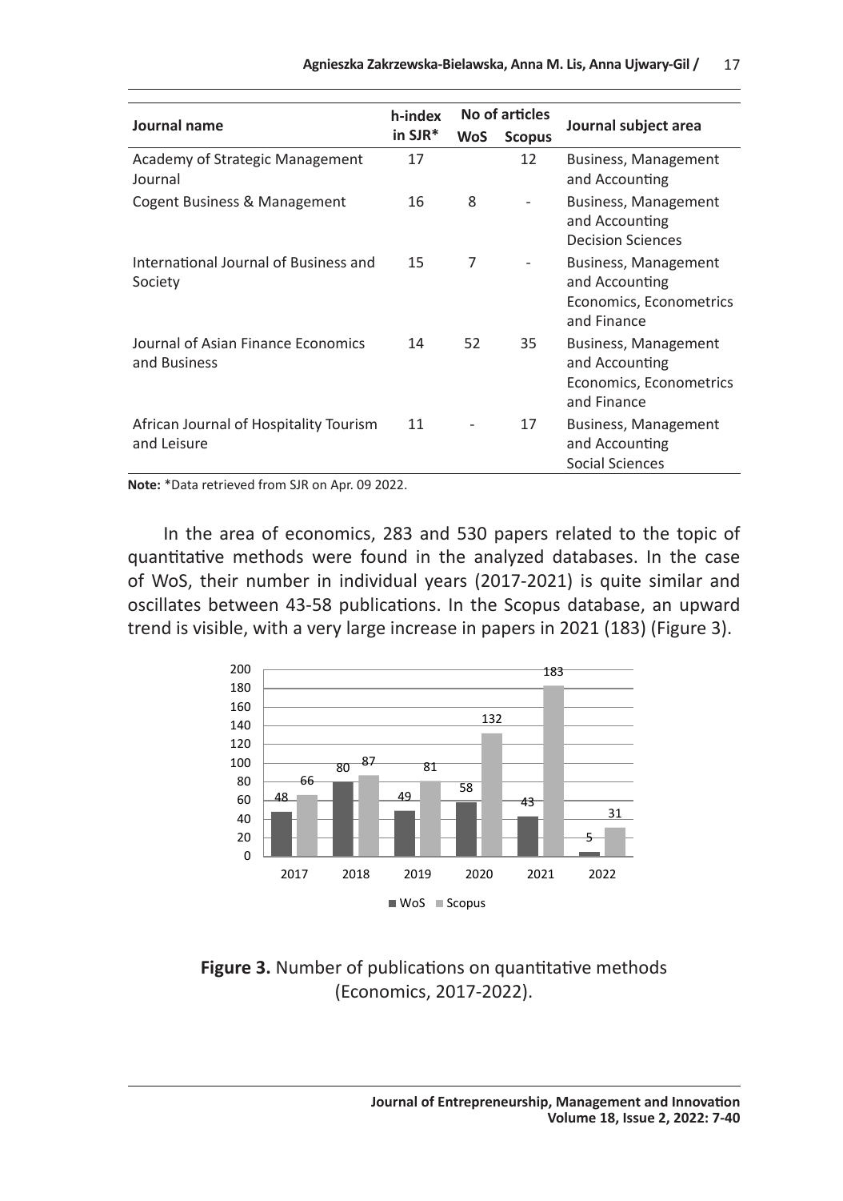| Journal name | h-index in SJR* | No of articles | | Journal subject area |
|---|---|---|---|---|
| | | WoS | Scopus | |
| Academy of Strategic Management Journal | 17 | | 12 | Business, Management and Accounting |
| Cogent Business & Management | 16 | 8 | - | Business, Management and Accounting Decision Sciences |
| International Journal of Business and Society | 15 | 7 | - | Business, Management and Accounting Economics, Econometrics and Finance |
| Journal of Asian Finance Economics and Business | 14 | 52 | 35 | Business, Management and Accounting Economics, Econometrics and Finance |
| African Journal of Hospitality Tourism and Leisure | 11 | - | 17 | Business, Management and Accounting Social Sciences |

**Note:** *Data retrieved from SJR on Apr. 09 2022.

In the area of economics, 283 and 530 papers related to the topic of quantitative methods were found in the analyzed databases. In the case of WoS, their number in individual years (2017-2021) is quite similar and oscillates between 43-58 publications. In the Scopus database, an upward trend is visible, with a very large increase in papers in 2021 (183) (Figure 3).

| Year | WoS | Scopus |
|---|---|---|
| 2017 | 48 | 66 |
| 2018 | 80 | 87 |
| 2019 | 49 | 81 |
| 2020 | 58 | 132 |
| 2021 | 43 | 183 |
| 2022 | 5 | 31 |

**Figure 3.** Number of publications on quantitative methods (Economics, 2017-2022).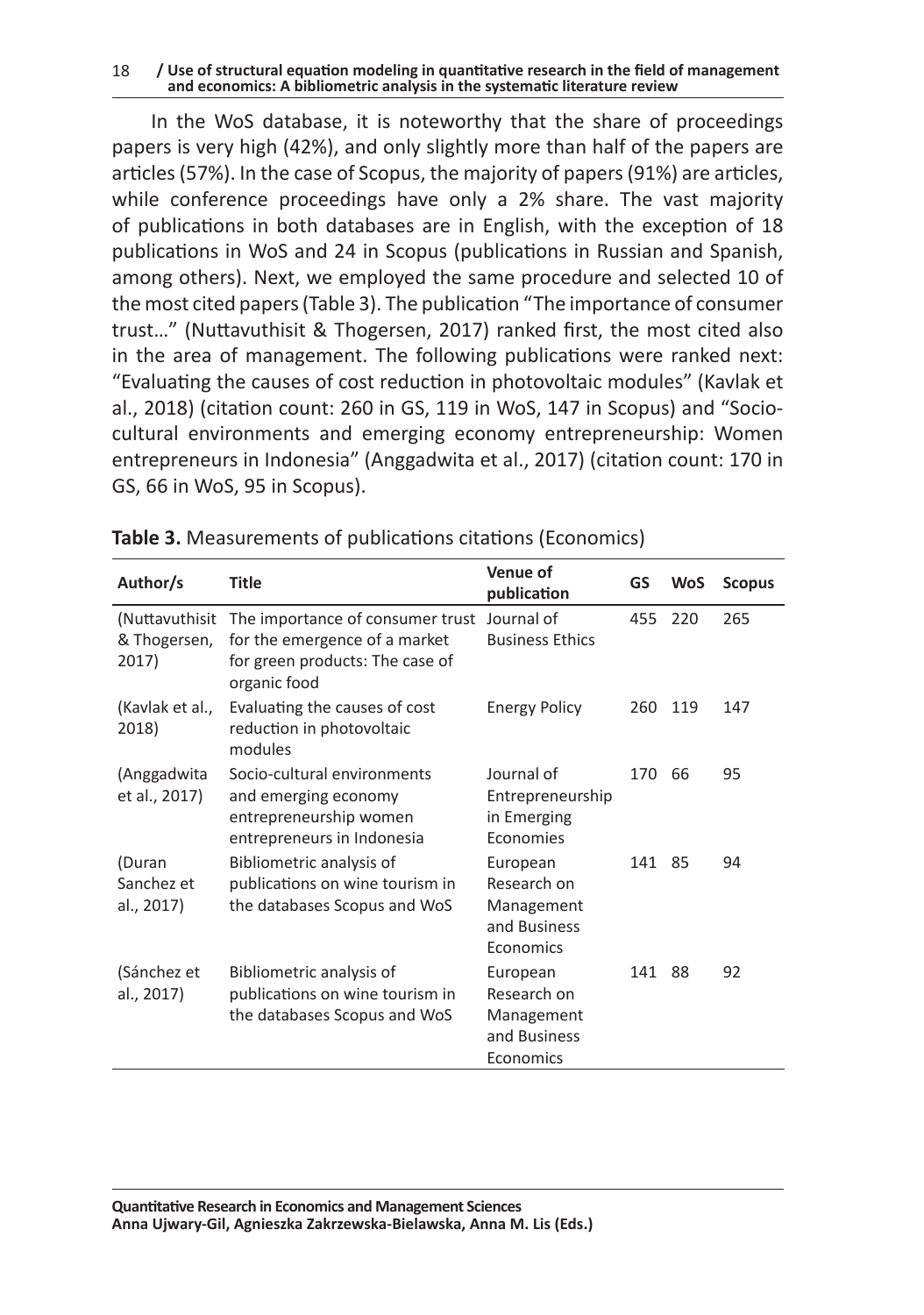In the WoS database, it is noteworthy that the share of proceedings papers is very high (42%), and only slightly more than half of the papers are articles (57%). In the case of Scopus, the majority of papers (91%) are articles, while conference proceedings have only a 2% share. The vast majority of publications in both databases are in English, with the exception of 18 publications in WoS and 24 in Scopus (publications in Russian and Spanish, among others). Next, we employed the same procedure and selected 10 of the most cited papers (Table 3). The publication "The importance of consumer trust…" (Nuttavuthisit & Thogersen, 2017) ranked first, the most cited also in the area of management. The following publications were ranked next: "Evaluating the causes of cost reduction in photovoltaic modules" (Kavlak et al., 2018) (citation count: 260 in GS, 119 in WoS, 147 in Scopus) and "Socio-cultural environments and emerging economy entrepreneurship: Women entrepreneurs in Indonesia" (Anggadwita et al., 2017) (citation count: 170 in GS, 66 in WoS, 95 in Scopus).

**Table 3.** Measurements of publications citations (Economics)

| Author/s | Title | Venue of publication | GS | WoS | Scopus |
|---|---|---|---|---|---|
| (Nuttavuthisit & Thogersen, 2017) | The importance of consumer trust for the emergence of a market for green products: The case of organic food | Journal of Business Ethics | 455 | 220 | 265 |
| (Kavlak et al., 2018) | Evaluating the causes of cost reduction in photovoltaic modules | Energy Policy | 260 | 119 | 147 |
| (Anggadwita et al., 2017) | Socio-cultural environments and emerging economy entrepreneurship women entrepreneurs in Indonesia | Journal of Entrepreneurship in Emerging Economies | 170 | 66 | 95 |
| (Duran Sanchez et al., 2017) | Bibliometric analysis of publications on wine tourism in the databases Scopus and WoS | European Research on Management and Business Economics | 141 | 85 | 94 |
| (Sánchez et al., 2017) | Bibliometric analysis of publications on wine tourism in the databases Scopus and WoS | European Research on Management and Business Economics | 141 | 88 | 92 |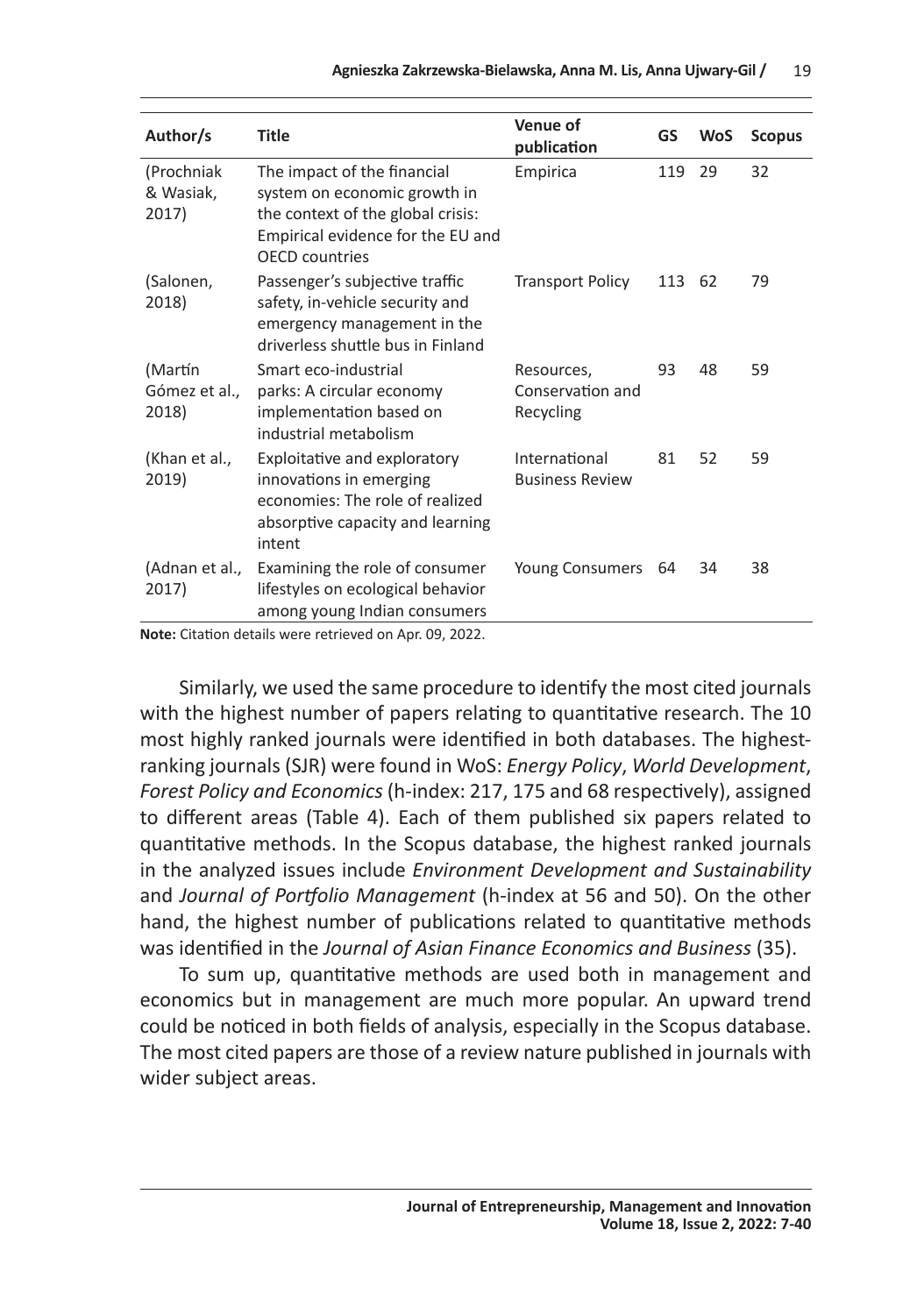| Author/s | Title | Venue of publication | GS | WoS | Scopus |
|---|---|---|---|---|---|
| (Prochniak & Wasiak, 2017) | The impact of the financial system on economic growth in the context of the global crisis: Empirical evidence for the EU and OECD countries | Empirica | 119 | 29 | 32 |
| (Salonen, 2018) | Passenger's subjective traffic safety, in-vehicle security and emergency management in the driverless shuttle bus in Finland | Transport Policy | 113 | 62 | 79 |
| (Martín Gómez et al., 2018) | Smart eco-industrial parks: A circular economy implementation based on industrial metabolism | Resources, Conservation and Recycling | 93 | 48 | 59 |
| (Khan et al., 2019) | Exploitative and exploratory innovations in emerging economies: The role of realized absorptive capacity and learning intent | International Business Review | 81 | 52 | 59 |
| (Adnan et al., 2017) | Examining the role of consumer lifestyles on ecological behavior among young Indian consumers | Young Consumers | 64 | 34 | 38 |

**Note:** Citation details were retrieved on Apr. 09, 2022.

Similarly, we used the same procedure to identify the most cited journals with the highest number of papers relating to quantitative research. The 10 most highly ranked journals were identified in both databases. The highest-ranking journals (SJR) were found in WoS: *Energy Policy*, *World Development*, *Forest Policy and Economics* (h-index: 217, 175 and 68 respectively), assigned to different areas (Table 4). Each of them published six papers related to quantitative methods. In the Scopus database, the highest ranked journals in the analyzed issues include *Environment Development and Sustainability* and *Journal of Portfolio Management* (h-index at 56 and 50). On the other hand, the highest number of publications related to quantitative methods was identified in the *Journal of Asian Finance Economics and Business* (35).

To sum up, quantitative methods are used both in management and economics but in management are much more popular. An upward trend could be noticed in both fields of analysis, especially in the Scopus database. The most cited papers are those of a review nature published in journals with wider subject areas.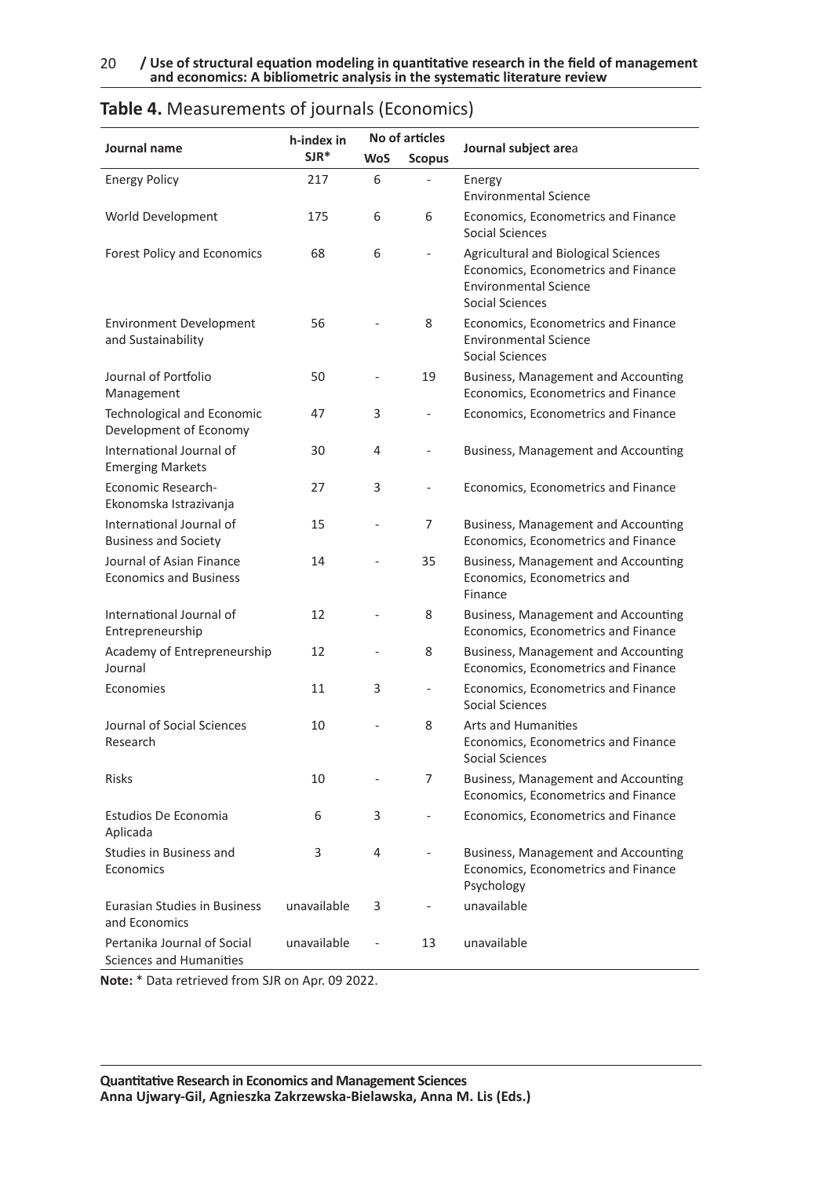**Table 4.** Measurements of journals (Economics)

| Journal name | h-index in SJR* | No of articles | | Journal subject area |
|---|---|---|---|---|
| | | WoS | Scopus | |
| Energy Policy | 217 | 6 | - | Energy<br>Environmental Science |
| World Development | 175 | 6 | 6 | Economics, Econometrics and Finance<br>Social Sciences |
| Forest Policy and Economics | 68 | 6 | - | Agricultural and Biological Sciences<br>Economics, Econometrics and Finance<br>Environmental Science<br>Social Sciences |
| Environment Development and Sustainability | 56 | - | 8 | Economics, Econometrics and Finance<br>Environmental Science<br>Social Sciences |
| Journal of Portfolio Management | 50 | - | 19 | Business, Management and Accounting<br>Economics, Econometrics and Finance |
| Technological and Economic Development of Economy | 47 | 3 | - | Economics, Econometrics and Finance |
| International Journal of Emerging Markets | 30 | 4 | - | Business, Management and Accounting |
| Economic Research-Ekonomska Istrazivanja | 27 | 3 | - | Economics, Econometrics and Finance |
| International Journal of Business and Society | 15 | - | 7 | Business, Management and Accounting<br>Economics, Econometrics and Finance |
| Journal of Asian Finance Economics and Business | 14 | - | 35 | Business, Management and Accounting<br>Economics, Econometrics and Finance |
| International Journal of Entrepreneurship | 12 | - | 8 | Business, Management and Accounting<br>Economics, Econometrics and Finance |
| Academy of Entrepreneurship Journal | 12 | - | 8 | Business, Management and Accounting<br>Economics, Econometrics and Finance |
| Economies | 11 | 3 | - | Economics, Econometrics and Finance<br>Social Sciences |
| Journal of Social Sciences Research | 10 | - | 8 | Arts and Humanities<br>Economics, Econometrics and Finance<br>Social Sciences |
| Risks | 10 | - | 7 | Business, Management and Accounting<br>Economics, Econometrics and Finance |
| Estudios De Economia Aplicada | 6 | 3 | - | Economics, Econometrics and Finance |
| Studies in Business and Economics | 3 | 4 | - | Business, Management and Accounting<br>Economics, Econometrics and Finance<br>Psychology |
| Eurasian Studies in Business and Economics | unavailable | 3 | - | unavailable |
| Pertanika Journal of Social Sciences and Humanities | unavailable | - | 13 | unavailable |

**Note:** * Data retrieved from SJR on Apr. 09 2022.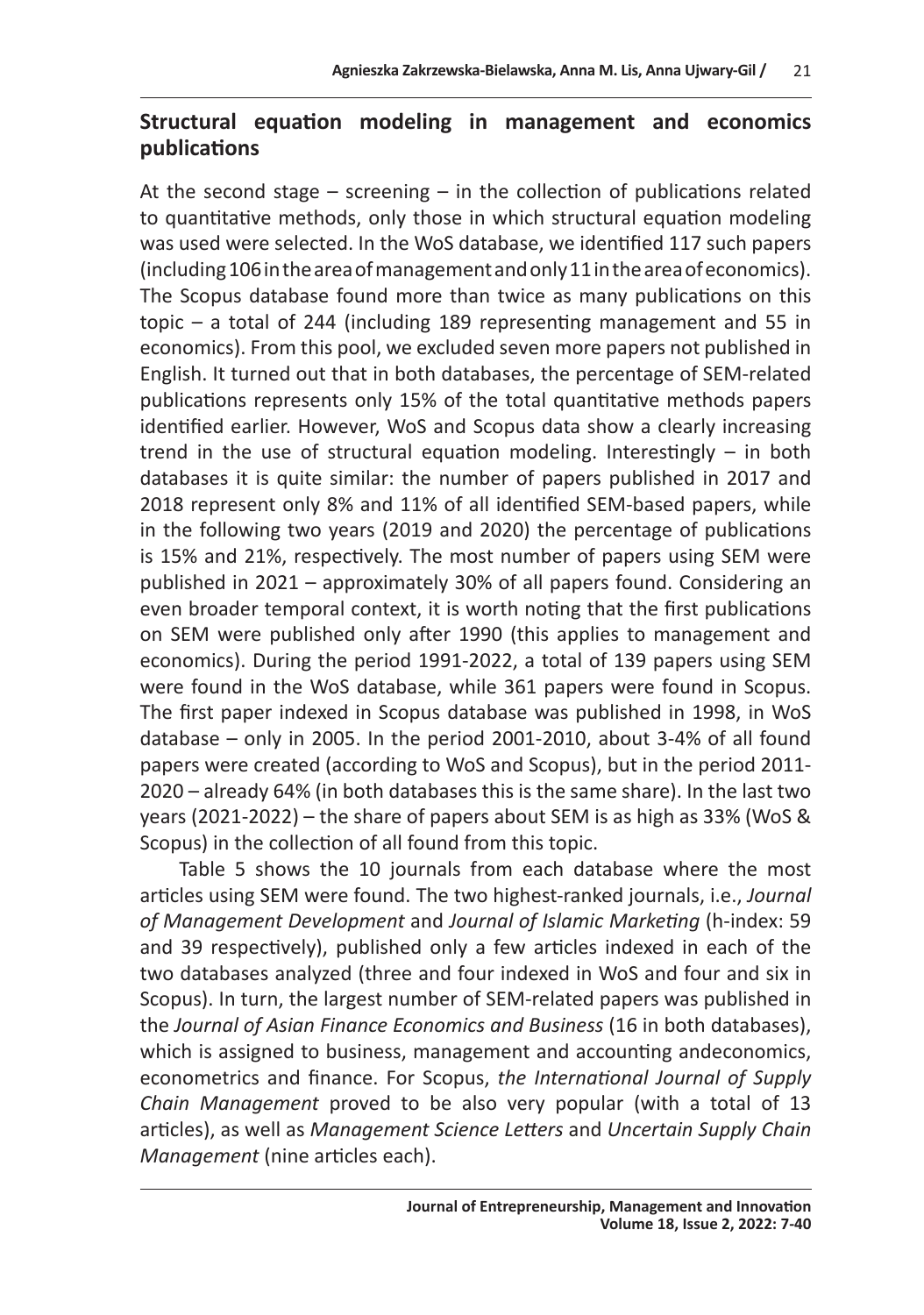## Structural equation modeling in management and economics publications

At the second stage – screening – in the collection of publications related to quantitative methods, only those in which structural equation modeling was used were selected. In the WoS database, we identified 117 such papers (including 106 in the area of management and only 11 in the area of economics). The Scopus database found more than twice as many publications on this topic – a total of 244 (including 189 representing management and 55 in economics). From this pool, we excluded seven more papers not published in English. It turned out that in both databases, the percentage of SEM-related publications represents only 15% of the total quantitative methods papers identified earlier. However, WoS and Scopus data show a clearly increasing trend in the use of structural equation modeling. Interestingly – in both databases it is quite similar: the number of papers published in 2017 and 2018 represent only 8% and 11% of all identified SEM-based papers, while in the following two years (2019 and 2020) the percentage of publications is 15% and 21%, respectively. The most number of papers using SEM were published in 2021 – approximately 30% of all papers found. Considering an even broader temporal context, it is worth noting that the first publications on SEM were published only after 1990 (this applies to management and economics). During the period 1991-2022, a total of 139 papers using SEM were found in the WoS database, while 361 papers were found in Scopus. The first paper indexed in Scopus database was published in 1998, in WoS database – only in 2005. In the period 2001-2010, about 3-4% of all found papers were created (according to WoS and Scopus), but in the period 2011-2020 – already 64% (in both databases this is the same share). In the last two years (2021-2022) – the share of papers about SEM is as high as 33% (WoS & Scopus) in the collection of all found from this topic.

Table 5 shows the 10 journals from each database where the most articles using SEM were found. The two highest-ranked journals, i.e., *Journal of Management Development* and *Journal of Islamic Marketing* (h-index: 59 and 39 respectively), published only a few articles indexed in each of the two databases analyzed (three and four indexed in WoS and four and six in Scopus). In turn, the largest number of SEM-related papers was published in the *Journal of Asian Finance Economics and Business* (16 in both databases), which is assigned to business, management and accounting andeconomics, econometrics and finance. For Scopus, *the International Journal of Supply Chain Management* proved to be also very popular (with a total of 13 articles), as well as *Management Science Letters* and *Uncertain Supply Chain Management* (nine articles each).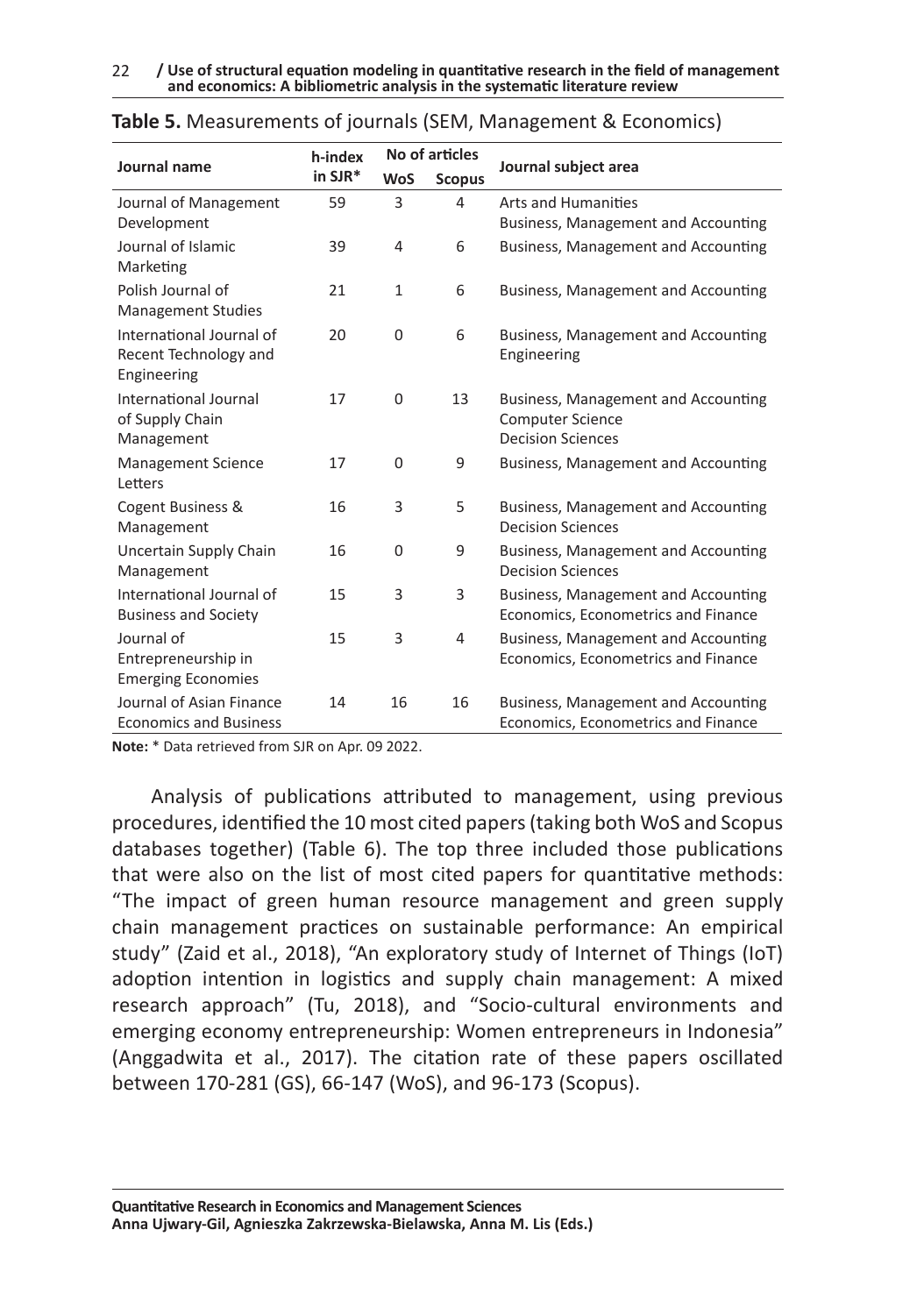**Table 5.** Measurements of journals (SEM, Management & Economics)

| Journal name | h-index in SJR* | No of articles | | Journal subject area |
|---|---|---|---|---|
| | | WoS | Scopus | |
| Journal of Management Development | 59 | 3 | 4 | Arts and Humanities<br>Business, Management and Accounting |
| Journal of Islamic Marketing | 39 | 4 | 6 | Business, Management and Accounting |
| Polish Journal of Management Studies | 21 | 1 | 6 | Business, Management and Accounting |
| International Journal of Recent Technology and Engineering | 20 | 0 | 6 | Business, Management and Accounting<br>Engineering |
| International Journal of Supply Chain Management | 17 | 0 | 13 | Business, Management and Accounting<br>Computer Science<br>Decision Sciences |
| Management Science Letters | 17 | 0 | 9 | Business, Management and Accounting |
| Cogent Business & Management | 16 | 3 | 5 | Business, Management and Accounting<br>Decision Sciences |
| Uncertain Supply Chain Management | 16 | 0 | 9 | Business, Management and Accounting<br>Decision Sciences |
| International Journal of Business and Society | 15 | 3 | 3 | Business, Management and Accounting<br>Economics, Econometrics and Finance |
| Journal of Entrepreneurship in Emerging Economies | 15 | 3 | 4 | Business, Management and Accounting<br>Economics, Econometrics and Finance |
| Journal of Asian Finance Economics and Business | 14 | 16 | 16 | Business, Management and Accounting<br>Economics, Econometrics and Finance |

**Note:** * Data retrieved from SJR on Apr. 09 2022.

Analysis of publications attributed to management, using previous procedures, identified the 10 most cited papers (taking both WoS and Scopus databases together) (Table 6). The top three included those publications that were also on the list of most cited papers for quantitative methods: "The impact of green human resource management and green supply chain management practices on sustainable performance: An empirical study" (Zaid et al., 2018), "An exploratory study of Internet of Things (IoT) adoption intention in logistics and supply chain management: A mixed research approach" (Tu, 2018), and "Socio-cultural environments and emerging economy entrepreneurship: Women entrepreneurs in Indonesia" (Anggadwita et al., 2017). The citation rate of these papers oscillated between 170-281 (GS), 66-147 (WoS), and 96-173 (Scopus).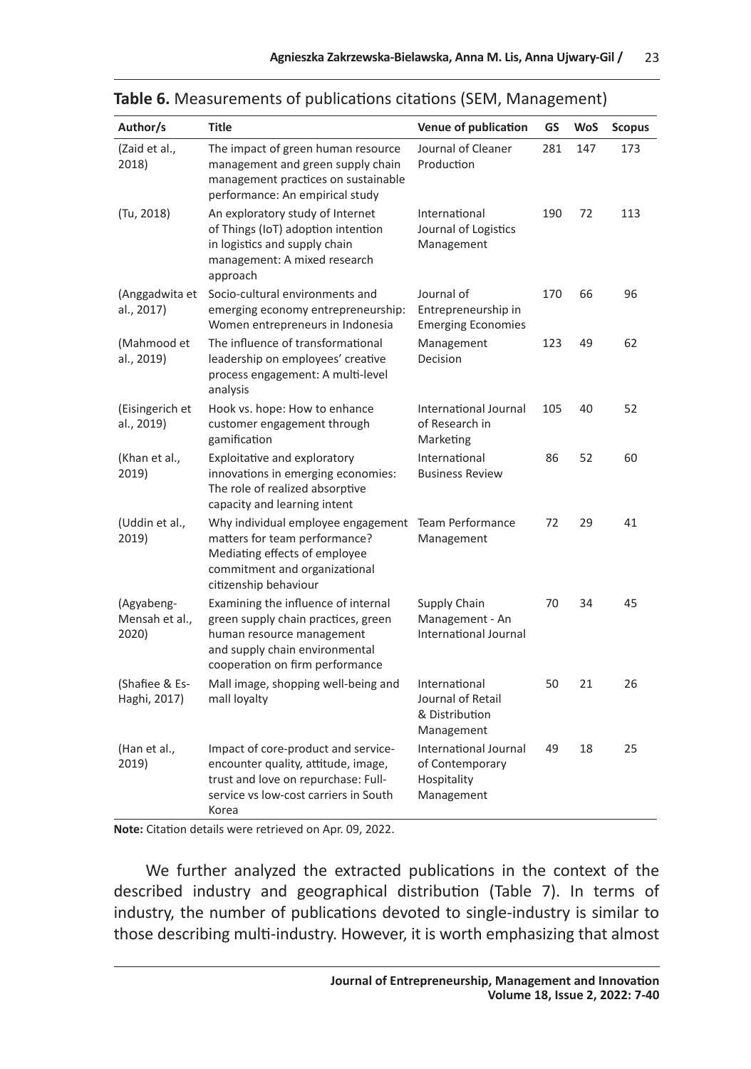**Table 6.** Measurements of publications citations (SEM, Management)

| Author/s | Title | Venue of publication | GS | WoS | Scopus |
|---|---|---|---|---|---|
| (Zaid et al., 2018) | The impact of green human resource management and green supply chain management practices on sustainable performance: An empirical study | Journal of Cleaner Production | 281 | 147 | 173 |
| (Tu, 2018) | An exploratory study of Internet of Things (IoT) adoption intention in logistics and supply chain management: A mixed research approach | International Journal of Logistics Management | 190 | 72 | 113 |
| (Anggadwita et al., 2017) | Socio-cultural environments and emerging economy entrepreneurship: Women entrepreneurs in Indonesia | Journal of Entrepreneurship in Emerging Economies | 170 | 66 | 96 |
| (Mahmood et al., 2019) | The influence of transformational leadership on employees' creative process engagement: A multi-level analysis | Management Decision | 123 | 49 | 62 |
| (Eisingerich et al., 2019) | Hook vs. hope: How to enhance customer engagement through gamification | International Journal of Research in Marketing | 105 | 40 | 52 |
| (Khan et al., 2019) | Exploitative and exploratory innovations in emerging economies: The role of realized absorptive capacity and learning intent | International Business Review | 86 | 52 | 60 |
| (Uddin et al., 2019) | Why individual employee engagement matters for team performance? Mediating effects of employee commitment and organizational citizenship behaviour | Team Performance Management | 72 | 29 | 41 |
| (Agyabeng-Mensah et al., 2020) | Examining the influence of internal green supply chain practices, green human resource management and supply chain environmental cooperation on firm performance | Supply Chain Management - An International Journal | 70 | 34 | 45 |
| (Shafiee & Es-Haghi, 2017) | Mall image, shopping well-being and mall loyalty | International Journal of Retail & Distribution Management | 50 | 21 | 26 |
| (Han et al., 2019) | Impact of core-product and service-encounter quality, attitude, image, trust and love on repurchase: Full-service vs low-cost carriers in South Korea | International Journal of Contemporary Hospitality Management | 49 | 18 | 25 |

**Note:** Citation details were retrieved on Apr. 09, 2022.

We further analyzed the extracted publications in the context of the described industry and geographical distribution (Table 7). In terms of industry, the number of publications devoted to single-industry is similar to those describing multi-industry. However, it is worth emphasizing that almost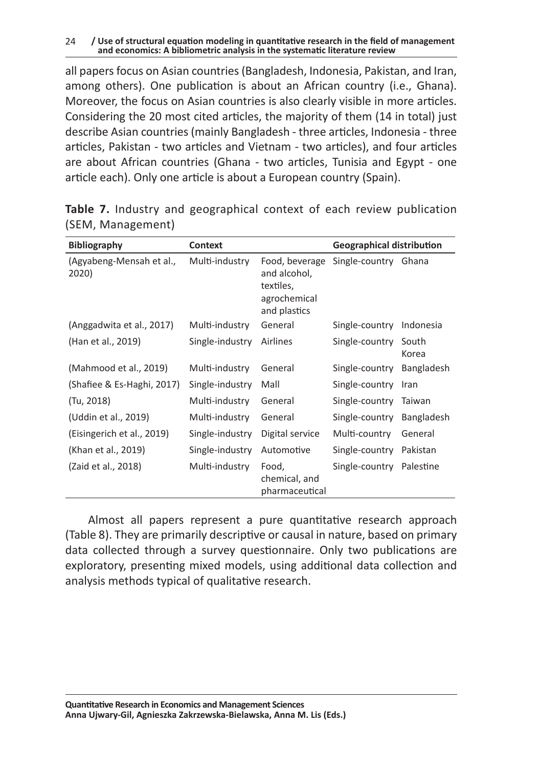all papers focus on Asian countries (Bangladesh, Indonesia, Pakistan, and Iran, among others). One publication is about an African country (i.e., Ghana). Moreover, the focus on Asian countries is also clearly visible in more articles. Considering the 20 most cited articles, the majority of them (14 in total) just describe Asian countries (mainly Bangladesh - three articles, Indonesia - three articles, Pakistan - two articles and Vietnam - two articles), and four articles are about African countries (Ghana - two articles, Tunisia and Egypt - one article each). Only one article is about a European country (Spain).

**Table 7.** Industry and geographical context of each review publication (SEM, Management)

| Bibliography | Context | | Geographical distribution | |
|---|---|---|---|---|
| (Agyabeng-Mensah et al., 2020) | Multi-industry | Food, beverage and alcohol, textiles, agrochemical and plastics | Single-country | Ghana |
| (Anggadwita et al., 2017) | Multi-industry | General | Single-country | Indonesia |
| (Han et al., 2019) | Single-industry | Airlines | Single-country | South Korea |
| (Mahmood et al., 2019) | Multi-industry | General | Single-country | Bangladesh |
| (Shafiee & Es-Haghi, 2017) | Single-industry | Mall | Single-country | Iran |
| (Tu, 2018) | Multi-industry | General | Single-country | Taiwan |
| (Uddin et al., 2019) | Multi-industry | General | Single-country | Bangladesh |
| (Eisingerich et al., 2019) | Single-industry | Digital service | Multi-country | General |
| (Khan et al., 2019) | Single-industry | Automotive | Single-country | Pakistan |
| (Zaid et al., 2018) | Multi-industry | Food, chemical, and pharmaceutical | Single-country | Palestine |

Almost all papers represent a pure quantitative research approach (Table 8). They are primarily descriptive or causal in nature, based on primary data collected through a survey questionnaire. Only two publications are exploratory, presenting mixed models, using additional data collection and analysis methods typical of qualitative research.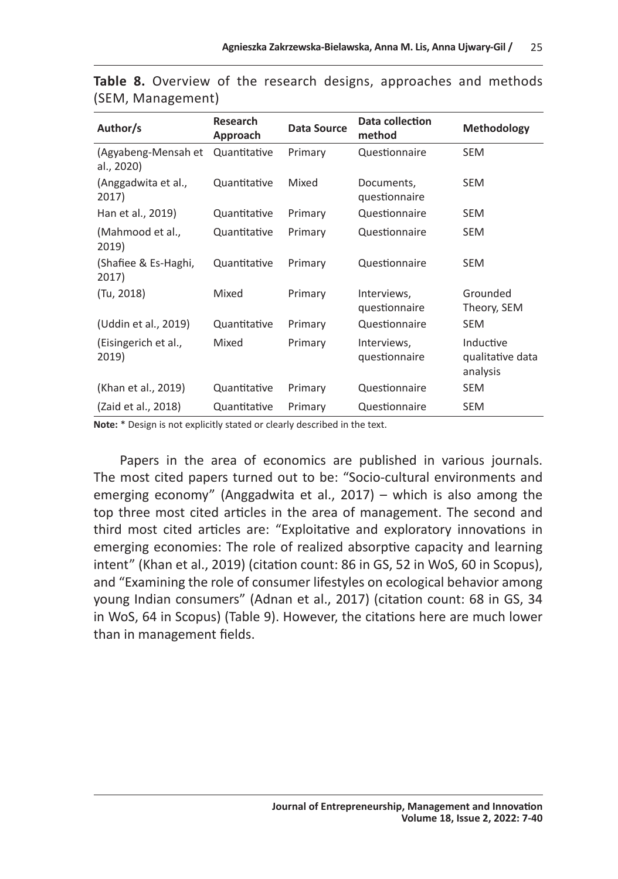**Table 8.** Overview of the research designs, approaches and methods (SEM, Management)

| Author/s | Research Approach | Data Source | Data collection method | Methodology |
|---|---|---|---|---|
| (Agyabeng-Mensah et al., 2020) | Quantitative | Primary | Questionnaire | SEM |
| (Anggadwita et al., 2017) | Quantitative | Mixed | Documents, questionnaire | SEM |
| Han et al., 2019) | Quantitative | Primary | Questionnaire | SEM |
| (Mahmood et al., 2019) | Quantitative | Primary | Questionnaire | SEM |
| (Shafiee & Es-Haghi, 2017) | Quantitative | Primary | Questionnaire | SEM |
| (Tu, 2018) | Mixed | Primary | Interviews, questionnaire | Grounded Theory, SEM |
| (Uddin et al., 2019) | Quantitative | Primary | Questionnaire | SEM |
| (Eisingerich et al., 2019) | Mixed | Primary | Interviews, questionnaire | Inductive qualitative data analysis |
| (Khan et al., 2019) | Quantitative | Primary | Questionnaire | SEM |
| (Zaid et al., 2018) | Quantitative | Primary | Questionnaire | SEM |

**Note:** * Design is not explicitly stated or clearly described in the text.

Papers in the area of economics are published in various journals. The most cited papers turned out to be: "Socio-cultural environments and emerging economy" (Anggadwita et al., 2017) – which is also among the top three most cited articles in the area of management. The second and third most cited articles are: "Exploitative and exploratory innovations in emerging economies: The role of realized absorptive capacity and learning intent" (Khan et al., 2019) (citation count: 86 in GS, 52 in WoS, 60 in Scopus), and "Examining the role of consumer lifestyles on ecological behavior among young Indian consumers" (Adnan et al., 2017) (citation count: 68 in GS, 34 in WoS, 64 in Scopus) (Table 9). However, the citations here are much lower than in management fields.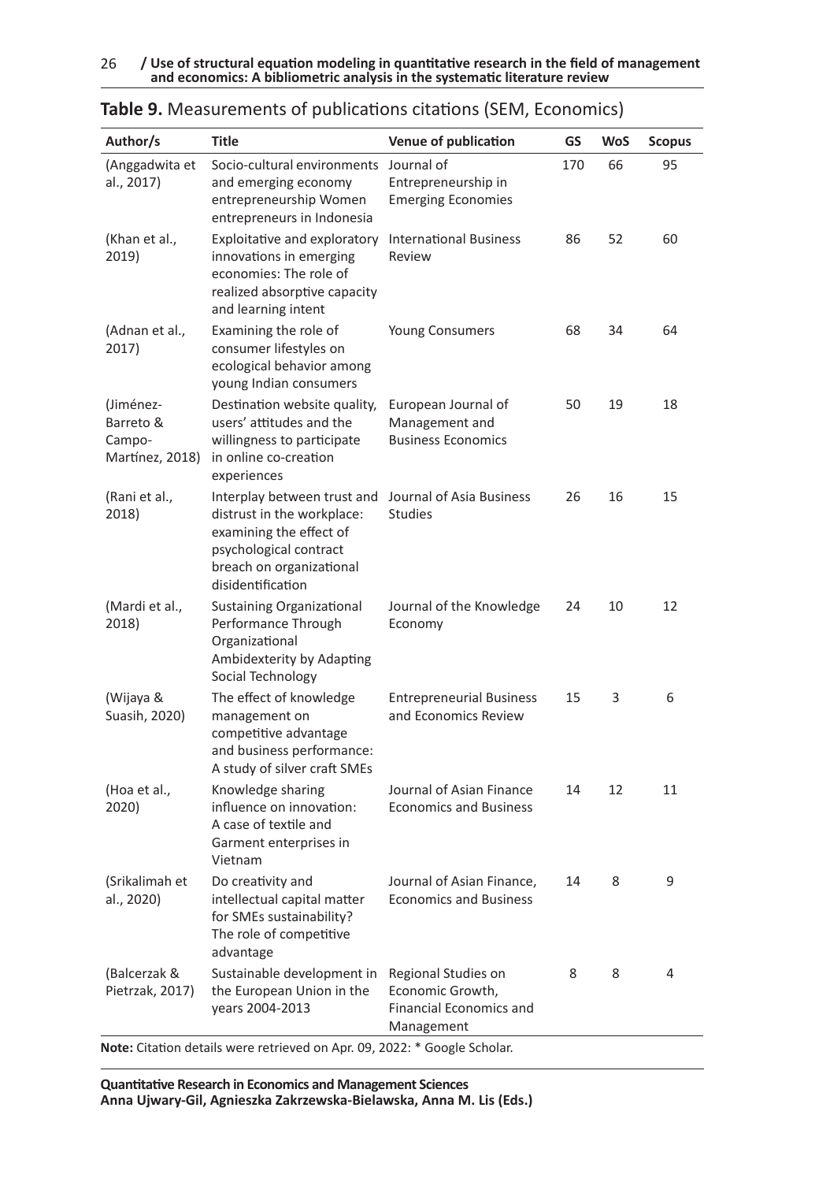**Table 9.** Measurements of publications citations (SEM, Economics)

| Author/s | Title | Venue of publication | GS | WoS | Scopus |
|---|---|---|---|---|---|
| (Anggadwita et al., 2017) | Socio-cultural environments and emerging economy entrepreneurship Women entrepreneurs in Indonesia | Journal of Entrepreneurship in Emerging Economies | 170 | 66 | 95 |
| (Khan et al., 2019) | Exploitative and exploratory innovations in emerging economies: The role of realized absorptive capacity and learning intent | International Business Review | 86 | 52 | 60 |
| (Adnan et al., 2017) | Examining the role of consumer lifestyles on ecological behavior among young Indian consumers | Young Consumers | 68 | 34 | 64 |
| (Jiménez-Barreto & Campo-Martínez, 2018) | Destination website quality, users' attitudes and the willingness to participate in online co-creation experiences | European Journal of Management and Business Economics | 50 | 19 | 18 |
| (Rani et al., 2018) | Interplay between trust and distrust in the workplace: examining the effect of psychological contract breach on organizational disidentification | Journal of Asia Business Studies | 26 | 16 | 15 |
| (Mardi et al., 2018) | Sustaining Organizational Performance Through Organizational Ambidexterity by Adapting Social Technology | Journal of the Knowledge Economy | 24 | 10 | 12 |
| (Wijaya & Suasih, 2020) | The effect of knowledge management on competitive advantage and business performance: A study of silver craft SMEs | Entrepreneurial Business and Economics Review | 15 | 3 | 6 |
| (Hoa et al., 2020) | Knowledge sharing influence on innovation: A case of textile and Garment enterprises in Vietnam | Journal of Asian Finance Economics and Business | 14 | 12 | 11 |
| (Srikalimah et al., 2020) | Do creativity and intellectual capital matter for SMEs sustainability? The role of competitive advantage | Journal of Asian Finance, Economics and Business | 14 | 8 | 9 |
| (Balcerzak & Pietrzak, 2017) | Sustainable development in the European Union in the years 2004-2013 | Regional Studies on Economic Growth, Financial Economics and Management | 8 | 8 | 4 |

**Note:** Citation details were retrieved on Apr. 09, 2022: * Google Scholar.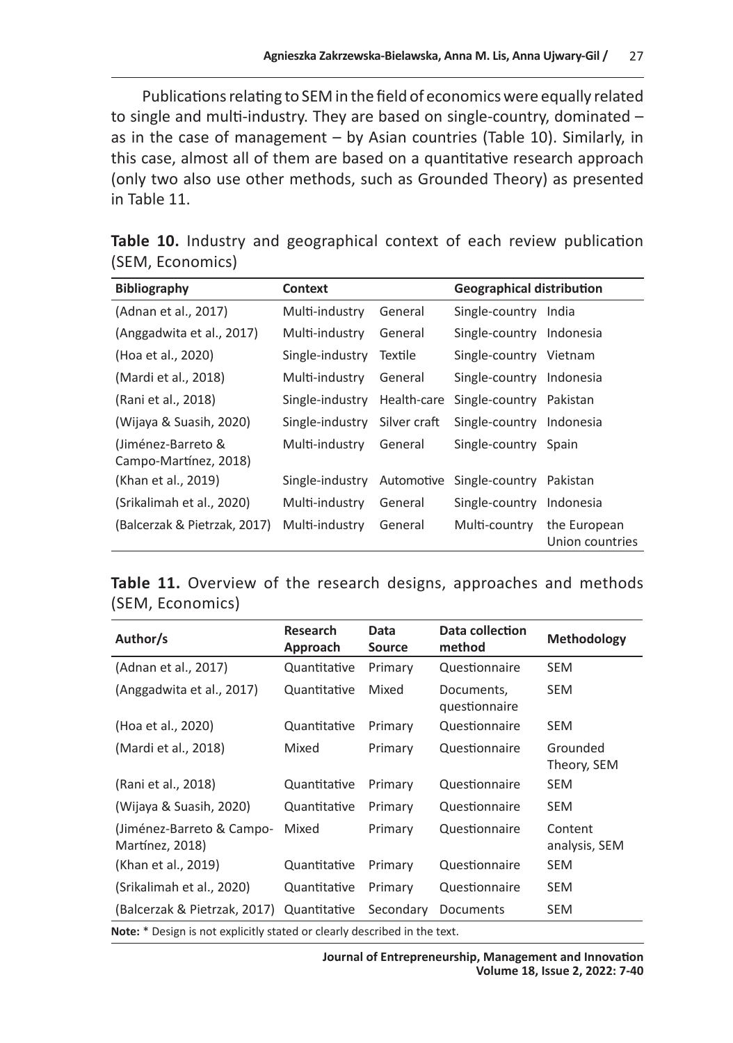Publications relating to SEM in the field of economics were equally related to single and multi-industry. They are based on single-country, dominated – as in the case of management – by Asian countries (Table 10). Similarly, in this case, almost all of them are based on a quantitative research approach (only two also use other methods, such as Grounded Theory) as presented in Table 11.

**Table 10.** Industry and geographical context of each review publication (SEM, Economics)

| Bibliography | Context | | Geographical distribution | |
|---|---|---|---|---|
| (Adnan et al., 2017) | Multi-industry | General | Single-country | India |
| (Anggadwita et al., 2017) | Multi-industry | General | Single-country | Indonesia |
| (Hoa et al., 2020) | Single-industry | Textile | Single-country | Vietnam |
| (Mardi et al., 2018) | Multi-industry | General | Single-country | Indonesia |
| (Rani et al., 2018) | Single-industry | Health-care | Single-country | Pakistan |
| (Wijaya & Suasih, 2020) | Single-industry | Silver craft | Single-country | Indonesia |
| (Jiménez-Barreto & Campo-Martínez, 2018) | Multi-industry | General | Single-country | Spain |
| (Khan et al., 2019) | Single-industry | Automotive | Single-country | Pakistan |
| (Srikalimah et al., 2020) | Multi-industry | General | Single-country | Indonesia |
| (Balcerzak & Pietrzak, 2017) | Multi-industry | General | Multi-country | the European Union countries |

**Table 11.** Overview of the research designs, approaches and methods (SEM, Economics)

| Author/s | Research Approach | Data Source | Data collection method | Methodology |
|---|---|---|---|---|
| (Adnan et al., 2017) | Quantitative | Primary | Questionnaire | SEM |
| (Anggadwita et al., 2017) | Quantitative | Mixed | Documents, questionnaire | SEM |
| (Hoa et al., 2020) | Quantitative | Primary | Questionnaire | SEM |
| (Mardi et al., 2018) | Mixed | Primary | Questionnaire | Grounded Theory, SEM |
| (Rani et al., 2018) | Quantitative | Primary | Questionnaire | SEM |
| (Wijaya & Suasih, 2020) | Quantitative | Primary | Questionnaire | SEM |
| (Jiménez-Barreto & Campo-Martínez, 2018) | Mixed | Primary | Questionnaire | Content analysis, SEM |
| (Khan et al., 2019) | Quantitative | Primary | Questionnaire | SEM |
| (Srikalimah et al., 2020) | Quantitative | Primary | Questionnaire | SEM |
| (Balcerzak & Pietrzak, 2017) | Quantitative | Secondary | Documents | SEM |

**Note:** * Design is not explicitly stated or clearly described in the text.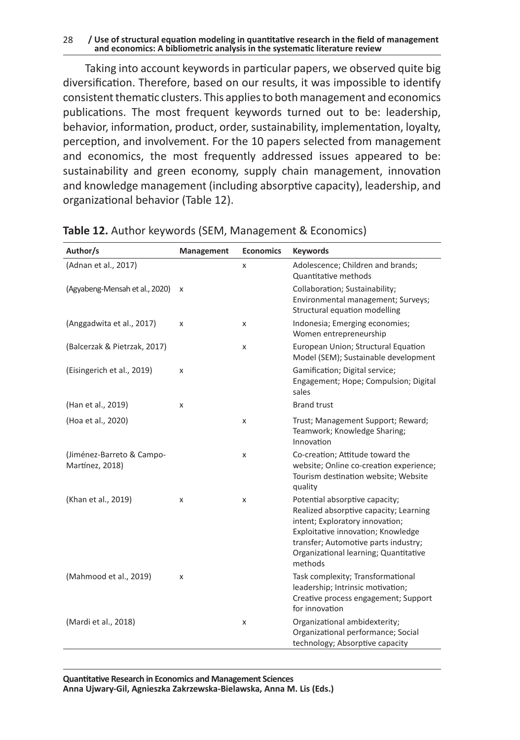Taking into account keywords in particular papers, we observed quite big diversification. Therefore, based on our results, it was impossible to identify consistent thematic clusters. This applies to both management and economics publications. The most frequent keywords turned out to be: leadership, behavior, information, product, order, sustainability, implementation, loyalty, perception, and involvement. For the 10 papers selected from management and economics, the most frequently addressed issues appeared to be: sustainability and green economy, supply chain management, innovation and knowledge management (including absorptive capacity), leadership, and organizational behavior (Table 12).

**Table 12.** Author keywords (SEM, Management & Economics)

| Author/s | Management | Economics | Keywords |
|---|---|---|---|
| (Adnan et al., 2017) | | x | Adolescence; Children and brands; Quantitative methods |
| (Agyabeng-Mensah et al., 2020) | x | | Collaboration; Sustainability; Environmental management; Surveys; Structural equation modelling |
| (Anggadwita et al., 2017) | x | x | Indonesia; Emerging economies; Women entrepreneurship |
| (Balcerzak & Pietrzak, 2017) | | x | European Union; Structural Equation Model (SEM); Sustainable development |
| (Eisingerich et al., 2019) | x | | Gamification; Digital service; Engagement; Hope; Compulsion; Digital sales |
| (Han et al., 2019) | x | | Brand trust |
| (Hoa et al., 2020) | | x | Trust; Management Support; Reward; Teamwork; Knowledge Sharing; Innovation |
| (Jiménez-Barreto & Campo-Martínez, 2018) | | x | Co-creation; Attitude toward the website; Online co-creation experience; Tourism destination website; Website quality |
| (Khan et al., 2019) | x | x | Potential absorptive capacity; Realized absorptive capacity; Learning intent; Exploratory innovation; Exploitative innovation; Knowledge transfer; Automotive parts industry; Organizational learning; Quantitative methods |
| (Mahmood et al., 2019) | x | | Task complexity; Transformational leadership; Intrinsic motivation; Creative process engagement; Support for innovation |
| (Mardi et al., 2018) | | x | Organizational ambidexterity; Organizational performance; Social technology; Absorptive capacity |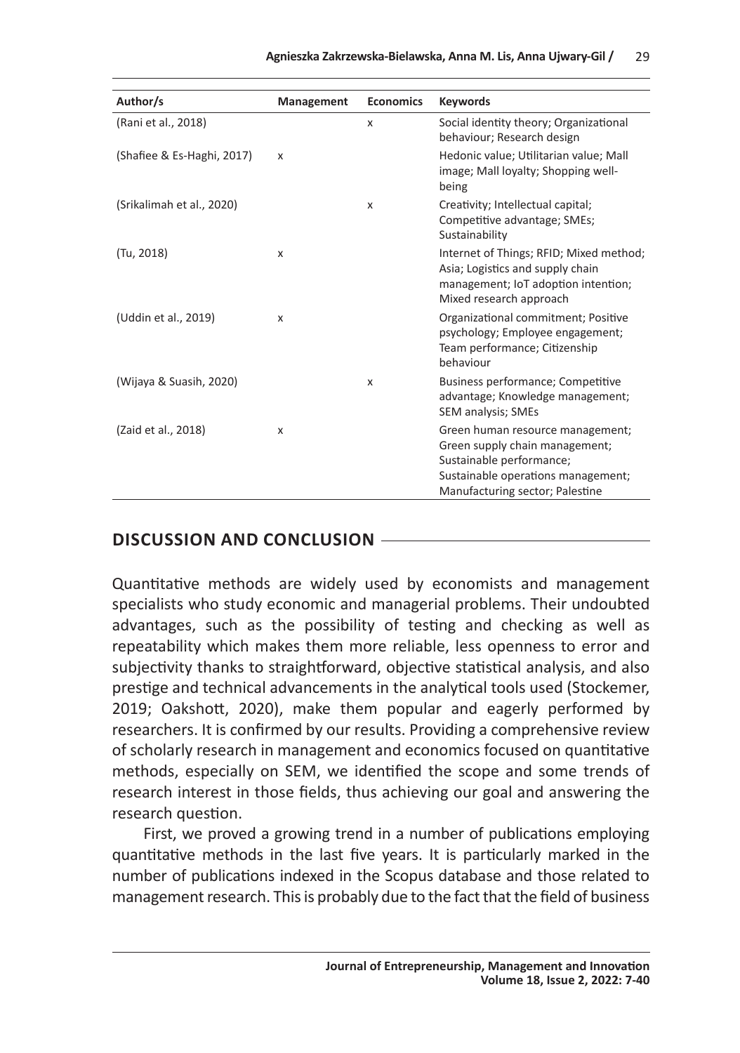| Author/s | Management | Economics | Keywords |
| --- | --- | --- | --- |
| (Rani et al., 2018) | | x | Social identity theory; Organizational behaviour; Research design |
| (Shafiee & Es-Haghi, 2017) | x | | Hedonic value; Utilitarian value; Mall image; Mall loyalty; Shopping well-being |
| (Srikalimah et al., 2020) | | x | Creativity; Intellectual capital; Competitive advantage; SMEs; Sustainability |
| (Tu, 2018) | x | | Internet of Things; RFID; Mixed method; Asia; Logistics and supply chain management; IoT adoption intention; Mixed research approach |
| (Uddin et al., 2019) | x | | Organizational commitment; Positive psychology; Employee engagement; Team performance; Citizenship behaviour |
| (Wijaya & Suasih, 2020) | | x | Business performance; Competitive advantage; Knowledge management; SEM analysis; SMEs |
| (Zaid et al., 2018) | x | | Green human resource management; Green supply chain management; Sustainable performance; Sustainable operations management; Manufacturing sector; Palestine |

## DISCUSSION AND CONCLUSION

Quantitative methods are widely used by economists and management specialists who study economic and managerial problems. Their undoubted advantages, such as the possibility of testing and checking as well as repeatability which makes them more reliable, less openness to error and subjectivity thanks to straightforward, objective statistical analysis, and also prestige and technical advancements in the analytical tools used (Stockemer, 2019; Oakshott, 2020), make them popular and eagerly performed by researchers. It is confirmed by our results. Providing a comprehensive review of scholarly research in management and economics focused on quantitative methods, especially on SEM, we identified the scope and some trends of research interest in those fields, thus achieving our goal and answering the research question.

First, we proved a growing trend in a number of publications employing quantitative methods in the last five years. It is particularly marked in the number of publications indexed in the Scopus database and those related to management research. This is probably due to the fact that the field of business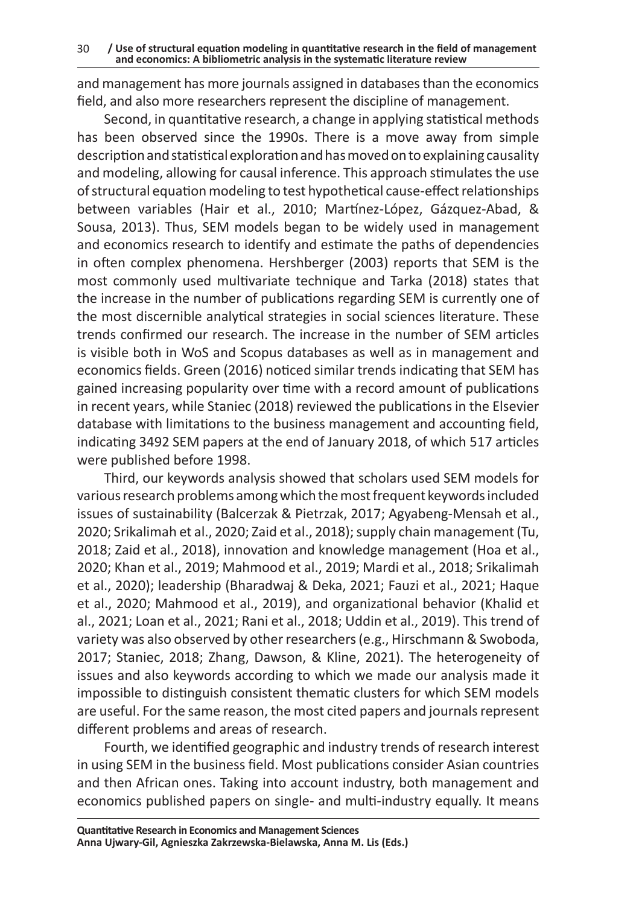and management has more journals assigned in databases than the economics field, and also more researchers represent the discipline of management.

Second, in quantitative research, a change in applying statistical methods has been observed since the 1990s. There is a move away from simple description and statistical exploration and has moved on to explaining causality and modeling, allowing for causal inference. This approach stimulates the use of structural equation modeling to test hypothetical cause-effect relationships between variables (Hair et al., 2010; Martínez-López, Gázquez-Abad, & Sousa, 2013). Thus, SEM models began to be widely used in management and economics research to identify and estimate the paths of dependencies in often complex phenomena. Hershberger (2003) reports that SEM is the most commonly used multivariate technique and Tarka (2018) states that the increase in the number of publications regarding SEM is currently one of the most discernible analytical strategies in social sciences literature. These trends confirmed our research. The increase in the number of SEM articles is visible both in WoS and Scopus databases as well as in management and economics fields. Green (2016) noticed similar trends indicating that SEM has gained increasing popularity over time with a record amount of publications in recent years, while Staniec (2018) reviewed the publications in the Elsevier database with limitations to the business management and accounting field, indicating 3492 SEM papers at the end of January 2018, of which 517 articles were published before 1998.

Third, our keywords analysis showed that scholars used SEM models for various research problems among which the most frequent keywords included issues of sustainability (Balcerzak & Pietrzak, 2017; Agyabeng-Mensah et al., 2020; Srikalimah et al., 2020; Zaid et al., 2018); supply chain management (Tu, 2018; Zaid et al., 2018), innovation and knowledge management (Hoa et al., 2020; Khan et al., 2019; Mahmood et al., 2019; Mardi et al., 2018; Srikalimah et al., 2020); leadership (Bharadwaj & Deka, 2021; Fauzi et al., 2021; Haque et al., 2020; Mahmood et al., 2019), and organizational behavior (Khalid et al., 2021; Loan et al., 2021; Rani et al., 2018; Uddin et al., 2019). This trend of variety was also observed by other researchers (e.g., Hirschmann & Swoboda, 2017; Staniec, 2018; Zhang, Dawson, & Kline, 2021). The heterogeneity of issues and also keywords according to which we made our analysis made it impossible to distinguish consistent thematic clusters for which SEM models are useful. For the same reason, the most cited papers and journals represent different problems and areas of research.

Fourth, we identified geographic and industry trends of research interest in using SEM in the business field. Most publications consider Asian countries and then African ones. Taking into account industry, both management and economics published papers on single- and multi-industry equally. It means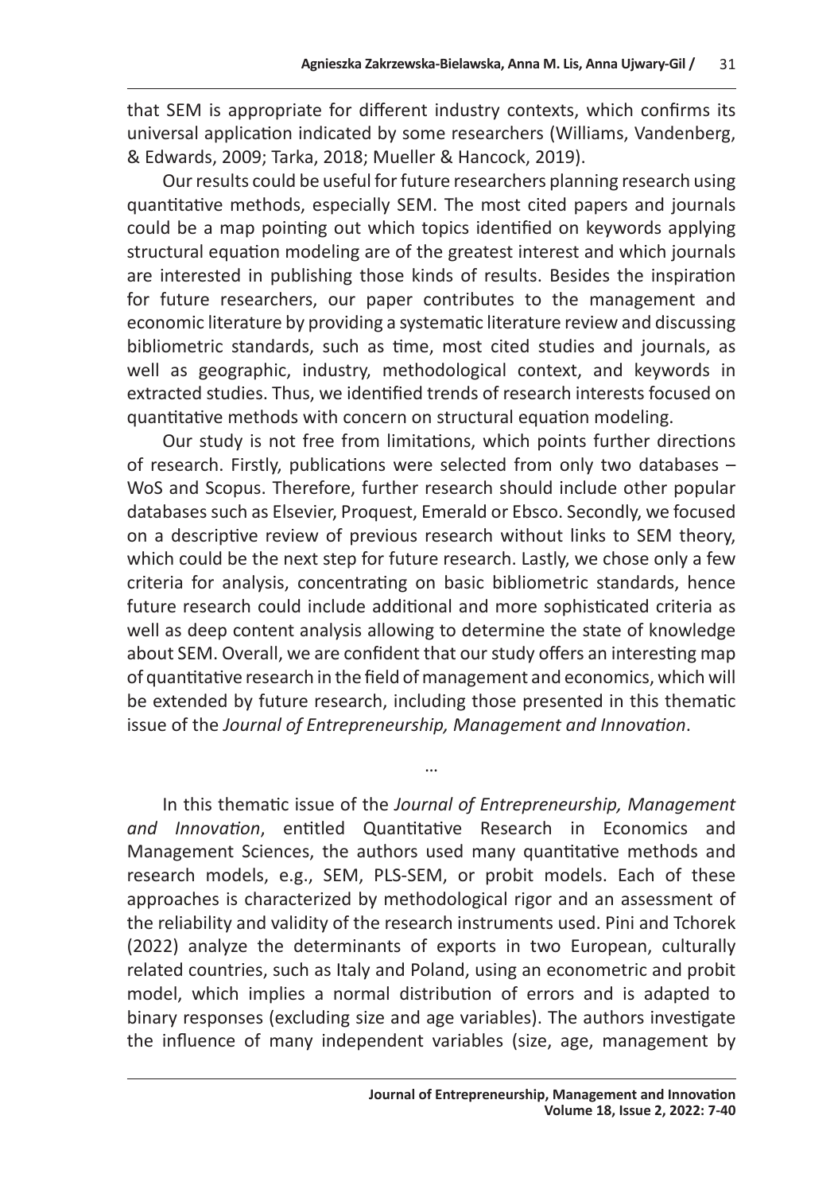that SEM is appropriate for different industry contexts, which confirms its universal application indicated by some researchers (Williams, Vandenberg, & Edwards, 2009; Tarka, 2018; Mueller & Hancock, 2019).

Our results could be useful for future researchers planning research using quantitative methods, especially SEM. The most cited papers and journals could be a map pointing out which topics identified on keywords applying structural equation modeling are of the greatest interest and which journals are interested in publishing those kinds of results. Besides the inspiration for future researchers, our paper contributes to the management and economic literature by providing a systematic literature review and discussing bibliometric standards, such as time, most cited studies and journals, as well as geographic, industry, methodological context, and keywords in extracted studies. Thus, we identified trends of research interests focused on quantitative methods with concern on structural equation modeling.

Our study is not free from limitations, which points further directions of research. Firstly, publications were selected from only two databases – WoS and Scopus. Therefore, further research should include other popular databases such as Elsevier, Proquest, Emerald or Ebsco. Secondly, we focused on a descriptive review of previous research without links to SEM theory, which could be the next step for future research. Lastly, we chose only a few criteria for analysis, concentrating on basic bibliometric standards, hence future research could include additional and more sophisticated criteria as well as deep content analysis allowing to determine the state of knowledge about SEM. Overall, we are confident that our study offers an interesting map of quantitative research in the field of management and economics, which will be extended by future research, including those presented in this thematic issue of the *Journal of Entrepreneurship, Management and Innovation*.

…

In this thematic issue of the *Journal of Entrepreneurship, Management and Innovation*, entitled Quantitative Research in Economics and Management Sciences, the authors used many quantitative methods and research models, e.g., SEM, PLS-SEM, or probit models. Each of these approaches is characterized by methodological rigor and an assessment of the reliability and validity of the research instruments used. Pini and Tchorek (2022) analyze the determinants of exports in two European, culturally related countries, such as Italy and Poland, using an econometric and probit model, which implies a normal distribution of errors and is adapted to binary responses (excluding size and age variables). The authors investigate the influence of many independent variables (size, age, management by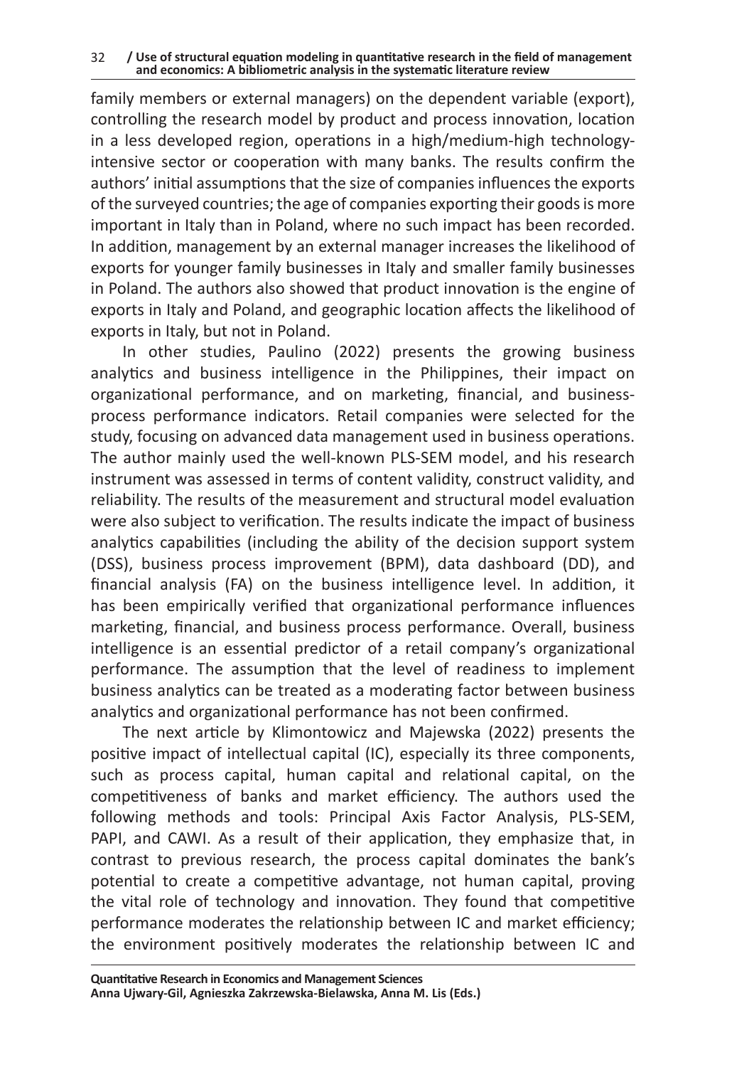family members or external managers) on the dependent variable (export), controlling the research model by product and process innovation, location in a less developed region, operations in a high/medium-high technology-intensive sector or cooperation with many banks. The results confirm the authors' initial assumptions that the size of companies influences the exports of the surveyed countries; the age of companies exporting their goods is more important in Italy than in Poland, where no such impact has been recorded. In addition, management by an external manager increases the likelihood of exports for younger family businesses in Italy and smaller family businesses in Poland. The authors also showed that product innovation is the engine of exports in Italy and Poland, and geographic location affects the likelihood of exports in Italy, but not in Poland.

In other studies, Paulino (2022) presents the growing business analytics and business intelligence in the Philippines, their impact on organizational performance, and on marketing, financial, and business-process performance indicators. Retail companies were selected for the study, focusing on advanced data management used in business operations. The author mainly used the well-known PLS-SEM model, and his research instrument was assessed in terms of content validity, construct validity, and reliability. The results of the measurement and structural model evaluation were also subject to verification. The results indicate the impact of business analytics capabilities (including the ability of the decision support system (DSS), business process improvement (BPM), data dashboard (DD), and financial analysis (FA) on the business intelligence level. In addition, it has been empirically verified that organizational performance influences marketing, financial, and business process performance. Overall, business intelligence is an essential predictor of a retail company's organizational performance. The assumption that the level of readiness to implement business analytics can be treated as a moderating factor between business analytics and organizational performance has not been confirmed.

The next article by Klimontowicz and Majewska (2022) presents the positive impact of intellectual capital (IC), especially its three components, such as process capital, human capital and relational capital, on the competitiveness of banks and market efficiency. The authors used the following methods and tools: Principal Axis Factor Analysis, PLS-SEM, PAPI, and CAWI. As a result of their application, they emphasize that, in contrast to previous research, the process capital dominates the bank's potential to create a competitive advantage, not human capital, proving the vital role of technology and innovation. They found that competitive performance moderates the relationship between IC and market efficiency; the environment positively moderates the relationship between IC and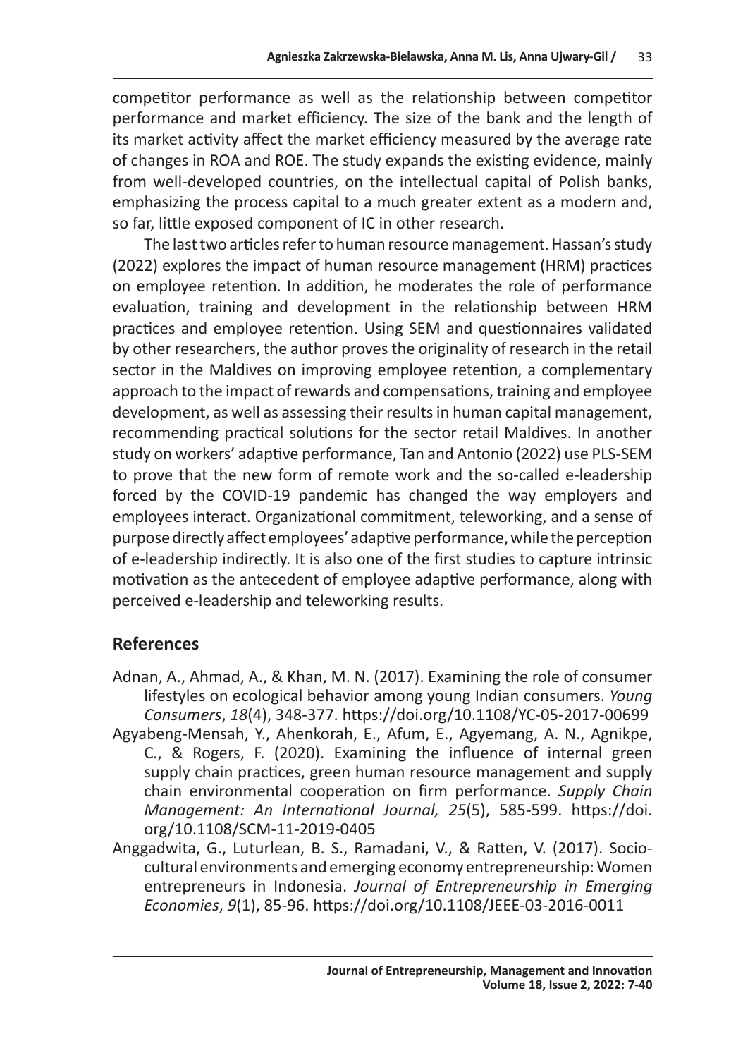competitor performance as well as the relationship between competitor performance and market efficiency. The size of the bank and the length of its market activity affect the market efficiency measured by the average rate of changes in ROA and ROE. The study expands the existing evidence, mainly from well-developed countries, on the intellectual capital of Polish banks, emphasizing the process capital to a much greater extent as a modern and, so far, little exposed component of IC in other research.

The last two articles refer to human resource management. Hassan's study (2022) explores the impact of human resource management (HRM) practices on employee retention. In addition, he moderates the role of performance evaluation, training and development in the relationship between HRM practices and employee retention. Using SEM and questionnaires validated by other researchers, the author proves the originality of research in the retail sector in the Maldives on improving employee retention, a complementary approach to the impact of rewards and compensations, training and employee development, as well as assessing their results in human capital management, recommending practical solutions for the sector retail Maldives. In another study on workers' adaptive performance, Tan and Antonio (2022) use PLS-SEM to prove that the new form of remote work and the so-called e-leadership forced by the COVID-19 pandemic has changed the way employers and employees interact. Organizational commitment, teleworking, and a sense of purpose directly affect employees' adaptive performance, while the perception of e-leadership indirectly. It is also one of the first studies to capture intrinsic motivation as the antecedent of employee adaptive performance, along with perceived e-leadership and teleworking results.

## References

Adnan, A., Ahmad, A., & Khan, M. N. (2017). Examining the role of consumer lifestyles on ecological behavior among young Indian consumers. *Young Consumers*, *18*(4), 348-377. https://doi.org/10.1108/YC-05-2017-00699

Agyabeng-Mensah, Y., Ahenkorah, E., Afum, E., Agyemang, A. N., Agnikpe, C., & Rogers, F. (2020). Examining the influence of internal green supply chain practices, green human resource management and supply chain environmental cooperation on firm performance. *Supply Chain Management: An International Journal, 25*(5), 585-599. https://doi.org/10.1108/SCM-11-2019-0405

Anggadwita, G., Luturlean, B. S., Ramadani, V., & Ratten, V. (2017). Socio-cultural environments and emerging economy entrepreneurship: Women entrepreneurs in Indonesia. *Journal of Entrepreneurship in Emerging Economies*, *9*(1), 85-96. https://doi.org/10.1108/JEEE-03-2016-0011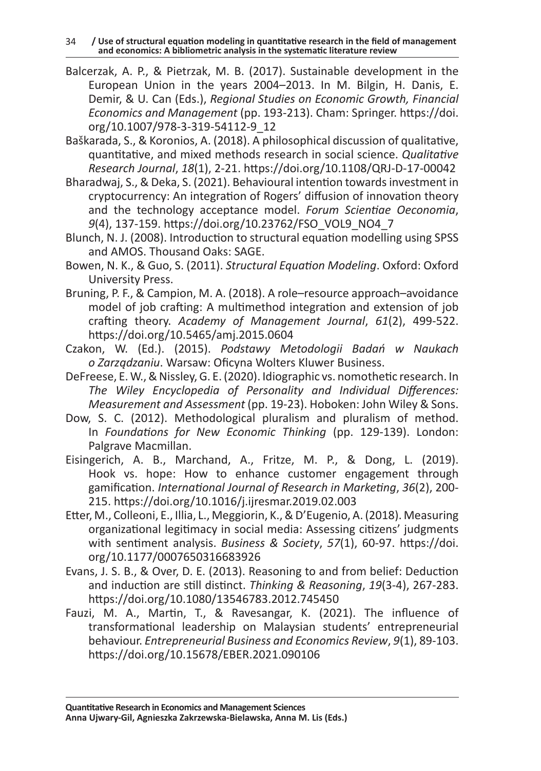Balcerzak, A. P., & Pietrzak, M. B. (2017). Sustainable development in the European Union in the years 2004–2013. In M. Bilgin, H. Danis, E. Demir, & U. Can (Eds.), *Regional Studies on Economic Growth, Financial Economics and Management* (pp. 193-213). Cham: Springer. https://doi.org/10.1007/978-3-319-54112-9_12

Baškarada, S., & Koronios, A. (2018). A philosophical discussion of qualitative, quantitative, and mixed methods research in social science. *Qualitative Research Journal*, *18*(1), 2-21. https://doi.org/10.1108/QRJ-D-17-00042

Bharadwaj, S., & Deka, S. (2021). Behavioural intention towards investment in cryptocurrency: An integration of Rogers' diffusion of innovation theory and the technology acceptance model. *Forum Scientiae Oeconomia*, *9*(4), 137-159. https://doi.org/10.23762/FSO_VOL9_NO4_7

Blunch, N. J. (2008). Introduction to structural equation modelling using SPSS and AMOS. Thousand Oaks: SAGE.

Bowen, N. K., & Guo, S. (2011). *Structural Equation Modeling*. Oxford: Oxford University Press.

Bruning, P. F., & Campion, M. A. (2018). A role–resource approach–avoidance model of job crafting: A multimethod integration and extension of job crafting theory. *Academy of Management Journal*, *61*(2), 499-522. https://doi.org/10.5465/amj.2015.0604

Czakon, W. (Ed.). (2015). *Podstawy Metodologii Badań w Naukach o Zarządzaniu*. Warsaw: Oficyna Wolters Kluwer Business.

DeFreese, E. W., & Nissley, G. E. (2020). Idiographic vs. nomothetic research. In *The Wiley Encyclopedia of Personality and Individual Differences: Measurement and Assessment* (pp. 19-23). Hoboken: John Wiley & Sons.

Dow, S. C. (2012). Methodological pluralism and pluralism of method. In *Foundations for New Economic Thinking* (pp. 129-139). London: Palgrave Macmillan.

Eisingerich, A. B., Marchand, A., Fritze, M. P., & Dong, L. (2019). Hook vs. hope: How to enhance customer engagement through gamification. *International Journal of Research in Marketing*, *36*(2), 200-215. https://doi.org/10.1016/j.ijresmar.2019.02.003

Etter, M., Colleoni, E., Illia, L., Meggiorin, K., & D'Eugenio, A. (2018). Measuring organizational legitimacy in social media: Assessing citizens' judgments with sentiment analysis. *Business & Society*, *57*(1), 60-97. https://doi.org/10.1177/0007650316683926

Evans, J. S. B., & Over, D. E. (2013). Reasoning to and from belief: Deduction and induction are still distinct. *Thinking & Reasoning*, *19*(3-4), 267-283. https://doi.org/10.1080/13546783.2012.745450

Fauzi, M. A., Martin, T., & Ravesangar, K. (2021). The influence of transformational leadership on Malaysian students' entrepreneurial behaviour. *Entrepreneurial Business and Economics Review*, *9*(1), 89-103. https://doi.org/10.15678/EBER.2021.090106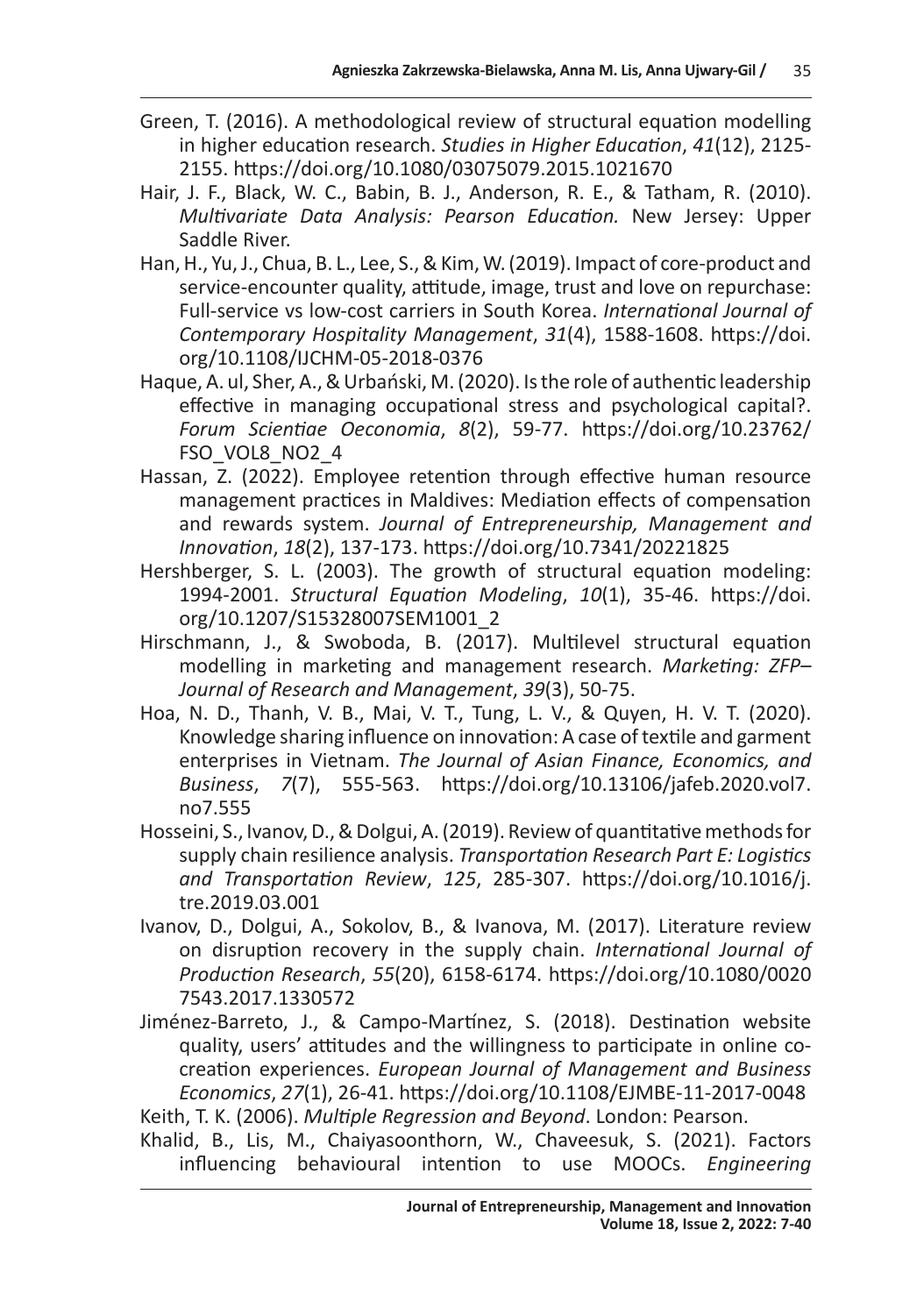Green, T. (2016). A methodological review of structural equation modelling in higher education research. *Studies in Higher Education*, *41*(12), 2125-2155. https://doi.org/10.1080/03075079.2015.1021670

Hair, J. F., Black, W. C., Babin, B. J., Anderson, R. E., & Tatham, R. (2010). *Multivariate Data Analysis: Pearson Education.* New Jersey: Upper Saddle River.

Han, H., Yu, J., Chua, B. L., Lee, S., & Kim, W. (2019). Impact of core-product and service-encounter quality, attitude, image, trust and love on repurchase: Full-service vs low-cost carriers in South Korea. *International Journal of Contemporary Hospitality Management*, *31*(4), 1588-1608. https://doi.org/10.1108/IJCHM-05-2018-0376

Haque, A. ul, Sher, A., & Urbański, M. (2020). Is the role of authentic leadership effective in managing occupational stress and psychological capital?. *Forum Scientiae Oeconomia*, *8*(2), 59-77. https://doi.org/10.23762/FSO_VOL8_NO2_4

Hassan, Z. (2022). Employee retention through effective human resource management practices in Maldives: Mediation effects of compensation and rewards system. *Journal of Entrepreneurship, Management and Innovation*, *18*(2), 137-173. https://doi.org/10.7341/20221825

Hershberger, S. L. (2003). The growth of structural equation modeling: 1994-2001. *Structural Equation Modeling*, *10*(1), 35-46. https://doi.org/10.1207/S15328007SEM1001_2

Hirschmann, J., & Swoboda, B. (2017). Multilevel structural equation modelling in marketing and management research. *Marketing: ZFP–Journal of Research and Management*, *39*(3), 50-75.

Hoa, N. D., Thanh, V. B., Mai, V. T., Tung, L. V., & Quyen, H. V. T. (2020). Knowledge sharing influence on innovation: A case of textile and garment enterprises in Vietnam. *The Journal of Asian Finance, Economics, and Business*, *7*(7), 555-563. https://doi.org/10.13106/jafeb.2020.vol7.no7.555

Hosseini, S., Ivanov, D., & Dolgui, A. (2019). Review of quantitative methods for supply chain resilience analysis. *Transportation Research Part E: Logistics and Transportation Review*, *125*, 285-307. https://doi.org/10.1016/j.tre.2019.03.001

Ivanov, D., Dolgui, A., Sokolov, B., & Ivanova, M. (2017). Literature review on disruption recovery in the supply chain. *International Journal of Production Research*, *55*(20), 6158-6174. https://doi.org/10.1080/00207543.2017.1330572

Jiménez-Barreto, J., & Campo-Martínez, S. (2018). Destination website quality, users' attitudes and the willingness to participate in online co-creation experiences. *European Journal of Management and Business Economics*, *27*(1), 26-41. https://doi.org/10.1108/EJMBE-11-2017-0048

Keith, T. K. (2006). *Multiple Regression and Beyond*. London: Pearson.

Khalid, B., Lis, M., Chaiyasoonthorn, W., Chaveesuk, S. (2021). Factors influencing behavioural intention to use MOOCs. *Engineering*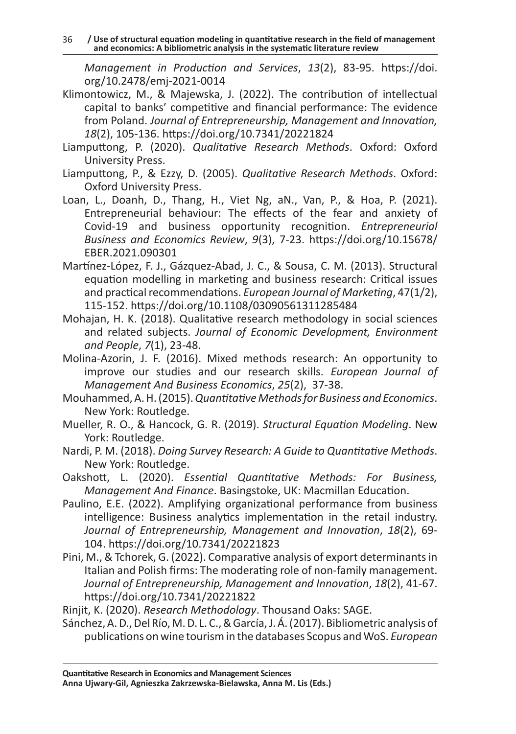*Management in Production and Services*, *13*(2), 83-95. https://doi.org/10.2478/emj-2021-0014

Klimontowicz, M., & Majewska, J. (2022). The contribution of intellectual capital to banks' competitive and financial performance: The evidence from Poland. *Journal of Entrepreneurship, Management and Innovation, 18*(2), 105-136. https://doi.org/10.7341/20221824

Liamputtong, P. (2020). *Qualitative Research Methods*. Oxford: Oxford University Press.

Liamputtong, P., & Ezzy, D. (2005). *Qualitative Research Methods*. Oxford: Oxford University Press.

Loan, L., Doanh, D., Thang, H., Viet Ng, aN., Van, P., & Hoa, P. (2021). Entrepreneurial behaviour: The effects of the fear and anxiety of Covid-19 and business opportunity recognition. *Entrepreneurial Business and Economics Review*, *9*(3), 7-23. https://doi.org/10.15678/EBER.2021.090301

Martínez-López, F. J., Gázquez-Abad, J. C., & Sousa, C. M. (2013). Structural equation modelling in marketing and business research: Critical issues and practical recommendations. *European Journal of Marketing*, 47(1/2), 115-152. https://doi.org/10.1108/03090561311285484

Mohajan, H. K. (2018). Qualitative research methodology in social sciences and related subjects. *Journal of Economic Development, Environment and People*, *7*(1), 23-48.

Molina-Azorin, J. F. (2016). Mixed methods research: An opportunity to improve our studies and our research skills. *European Journal of Management And Business Economics*, *25*(2), 37-38.

Mouhammed, A. H. (2015). *Quantitative Methods for Business and Economics*. New York: Routledge.

Mueller, R. O., & Hancock, G. R. (2019). *Structural Equation Modeling*. New York: Routledge.

Nardi, P. M. (2018). *Doing Survey Research: A Guide to Quantitative Methods*. New York: Routledge.

Oakshott, L. (2020). *Essential Quantitative Methods: For Business, Management And Finance*. Basingstoke, UK: Macmillan Education.

Paulino, E.E. (2022). Amplifying organizational performance from business intelligence: Business analytics implementation in the retail industry. *Journal of Entrepreneurship, Management and Innovation*, *18*(2), 69-104. https://doi.org/10.7341/20221823

Pini, M., & Tchorek, G. (2022). Comparative analysis of export determinants in Italian and Polish firms: The moderating role of non-family management. *Journal of Entrepreneurship, Management and Innovation*, *18*(2), 41-67. https://doi.org/10.7341/20221822

Rinjit, K. (2020). *Research Methodology*. Thousand Oaks: SAGE.

Sánchez, A. D., Del Río, M. D. L. C., & García, J. Á. (2017). Bibliometric analysis of publications on wine tourism in the databases Scopus and WoS. *European*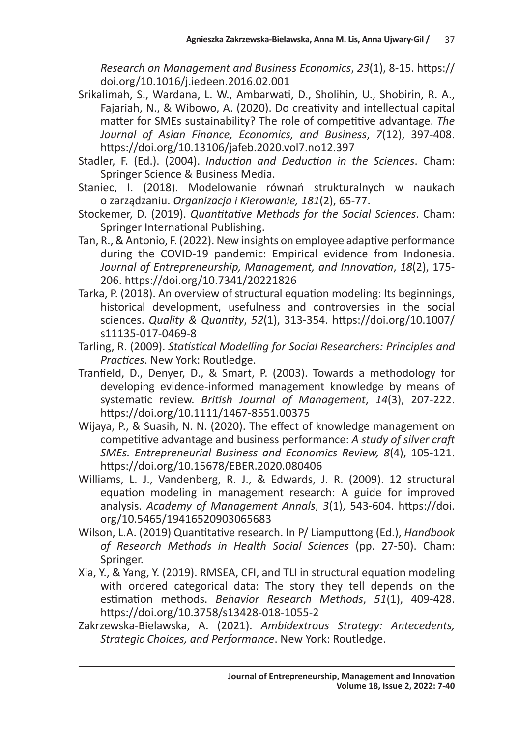*Research on Management and Business Economics*, *23*(1), 8-15. https://doi.org/10.1016/j.iedeen.2016.02.001

Srikalimah, S., Wardana, L. W., Ambarwati, D., Sholihin, U., Shobirin, R. A., Fajariah, N., & Wibowo, A. (2020). Do creativity and intellectual capital matter for SMEs sustainability? The role of competitive advantage. *The Journal of Asian Finance, Economics, and Business*, *7*(12), 397-408. https://doi.org/10.13106/jafeb.2020.vol7.no12.397

Stadler, F. (Ed.). (2004). *Induction and Deduction in the Sciences*. Cham: Springer Science & Business Media.

Staniec, I. (2018). Modelowanie równań strukturalnych w naukach o zarządzaniu. *Organizacja i Kierowanie, 181*(2), 65-77.

Stockemer, D. (2019). *Quantitative Methods for the Social Sciences*. Cham: Springer International Publishing.

Tan, R., & Antonio, F. (2022). New insights on employee adaptive performance during the COVID-19 pandemic: Empirical evidence from Indonesia. *Journal of Entrepreneurship, Management, and Innovation*, *18*(2), 175-206. https://doi.org/10.7341/20221826

Tarka, P. (2018). An overview of structural equation modeling: Its beginnings, historical development, usefulness and controversies in the social sciences. *Quality & Quantity*, *52*(1), 313-354. https://doi.org/10.1007/s11135-017-0469-8

Tarling, R. (2009). *Statistical Modelling for Social Researchers: Principles and Practices*. New York: Routledge.

Tranfield, D., Denyer, D., & Smart, P. (2003). Towards a methodology for developing evidence-informed management knowledge by means of systematic review. *British Journal of Management*, *14*(3), 207-222. https://doi.org/10.1111/1467-8551.00375

Wijaya, P., & Suasih, N. N. (2020). The effect of knowledge management on competitive advantage and business performance: *A study of silver craft SMEs. Entrepreneurial Business and Economics Review, 8*(4), 105-121. https://doi.org/10.15678/EBER.2020.080406

Williams, L. J., Vandenberg, R. J., & Edwards, J. R. (2009). 12 structural equation modeling in management research: A guide for improved analysis. *Academy of Management Annals*, *3*(1), 543-604. https://doi.org/10.5465/19416520903065683

Wilson, L.A. (2019) Quantitative research. In P/ Liamputtong (Ed.), *Handbook of Research Methods in Health Social Sciences* (pp. 27-50). Cham: Springer.

Xia, Y., & Yang, Y. (2019). RMSEA, CFI, and TLI in structural equation modeling with ordered categorical data: The story they tell depends on the estimation methods. *Behavior Research Methods*, *51*(1), 409-428. https://doi.org/10.3758/s13428-018-1055-2

Zakrzewska-Bielawska, A. (2021). *Ambidextrous Strategy: Antecedents, Strategic Choices, and Performance*. New York: Routledge.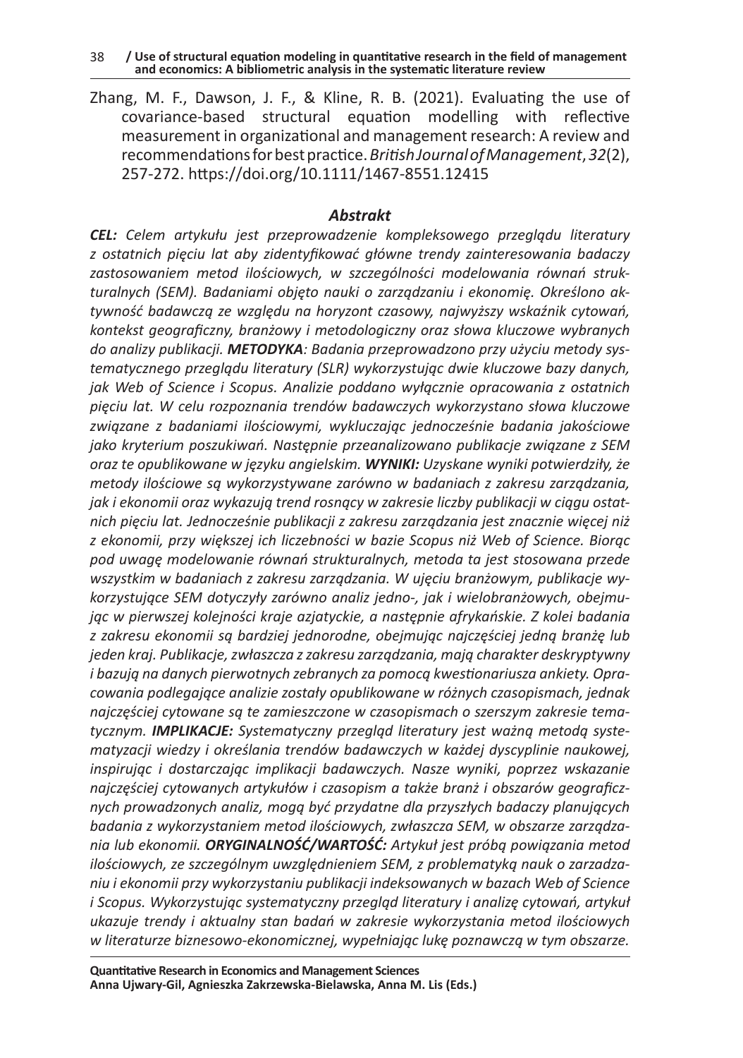Zhang, M. F., Dawson, J. F., & Kline, R. B. (2021). Evaluating the use of covariance-based structural equation modelling with reflective measurement in organizational and management research: A review and recommendations for best practice. *British Journal of Management*, *32*(2), 257-272. https://doi.org/10.1111/1467-8551.12415

### *Abstrakt*

***CEL:*** *Celem artykułu jest przeprowadzenie kompleksowego przeglądu literatury z ostatnich pięciu lat aby zidentyfikować główne trendy zainteresowania badaczy zastosowaniem metod ilościowych, w szczególności modelowania równań strukturalnych (SEM). Badaniami objęto nauki o zarządzaniu i ekonomię. Określono aktywność badawczą ze względu na horyzont czasowy, najwyższy wskaźnik cytowań, kontekst geograficzny, branżowy i metodologiczny oraz słowa kluczowe wybranych do analizy publikacji.* ***METODYKA****: Badania przeprowadzono przy użyciu metody systematycznego przeglądu literatury (SLR) wykorzystując dwie kluczowe bazy danych, jak Web of Science i Scopus. Analizie poddano wyłącznie opracowania z ostatnich pięciu lat. W celu rozpoznania trendów badawczych wykorzystano słowa kluczowe związane z badaniami ilościowymi, wykluczając jednocześnie badania jakościowe jako kryterium poszukiwań. Następnie przeanalizowano publikacje związane z SEM oraz te opublikowane w języku angielskim.* ***WYNIKI:*** *Uzyskane wyniki potwierdziły, że metody ilościowe są wykorzystywane zarówno w badaniach z zakresu zarządzania, jak i ekonomii oraz wykazują trend rosnący w zakresie liczby publikacji w ciągu ostatnich pięciu lat. Jednocześnie publikacji z zakresu zarządzania jest znacznie więcej niż z ekonomii, przy większej ich liczebności w bazie Scopus niż Web of Science. Biorąc pod uwagę modelowanie równań strukturalnych, metoda ta jest stosowana przede wszystkim w badaniach z zakresu zarządzania. W ujęciu branżowym, publikacje wykorzystujące SEM dotyczyły zarówno analiz jedno-, jak i wielobranżowych, obejmując w pierwszej kolejności kraje azjatyckie, a następnie afrykańskie. Z kolei badania z zakresu ekonomii są bardziej jednorodne, obejmując najczęściej jedną branżę lub jeden kraj. Publikacje, zwłaszcza z zakresu zarządzania, mają charakter deskryptywny i bazują na danych pierwotnych zebranych za pomocą kwestionariusza ankiety. Opracowania podlegające analizie zostały opublikowane w różnych czasopismach, jednak najczęściej cytowane są te zamieszczone w czasopismach o szerszym zakresie tematycznym.* ***IMPLIKACJE:*** *Systematyczny przegląd literatury jest ważną metodą systematyzacji wiedzy i określania trendów badawczych w każdej dyscyplinie naukowej, inspirując i dostarczając implikacji badawczych. Nasze wyniki, poprzez wskazanie najczęściej cytowanych artykułów i czasopism a także branż i obszarów geograficznych prowadzonych analiz, mogą być przydatne dla przyszłych badaczy planujących badania z wykorzystaniem metod ilościowych, zwłaszcza SEM, w obszarze zarządzania lub ekonomii.* ***ORYGINALNOŚĆ/WARTOŚĆ:*** *Artykuł jest próbą powiązania metod ilościowych, ze szczególnym uwzględnieniem SEM, z problematyką nauk o zarzadzaniu i ekonomii przy wykorzystaniu publikacji indeksowanych w bazach Web of Science i Scopus. Wykorzystując systematyczny przegląd literatury i analizę cytowań, artykuł ukazuje trendy i aktualny stan badań w zakresie wykorzystania metod ilościowych w literaturze biznesowo-ekonomicznej, wypełniając lukę poznawczą w tym obszarze.*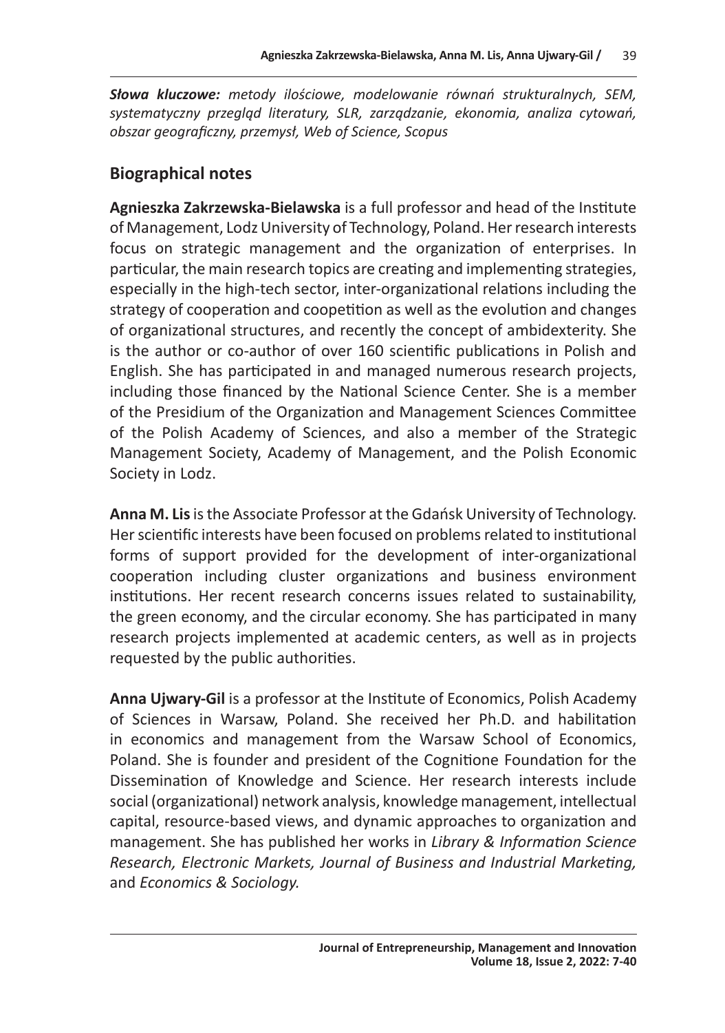***Słowa kluczowe:*** *metody ilościowe, modelowanie równań strukturalnych, SEM, systematyczny przegląd literatury, SLR, zarządzanie, ekonomia, analiza cytowań, obszar geograficzny, przemysł, Web of Science, Scopus*

## Biographical notes

**Agnieszka Zakrzewska-Bielawska** is a full professor and head of the Institute of Management, Lodz University of Technology, Poland. Her research interests focus on strategic management and the organization of enterprises. In particular, the main research topics are creating and implementing strategies, especially in the high-tech sector, inter-organizational relations including the strategy of cooperation and coopetition as well as the evolution and changes of organizational structures, and recently the concept of ambidexterity. She is the author or co-author of over 160 scientific publications in Polish and English. She has participated in and managed numerous research projects, including those financed by the National Science Center. She is a member of the Presidium of the Organization and Management Sciences Committee of the Polish Academy of Sciences, and also a member of the Strategic Management Society, Academy of Management, and the Polish Economic Society in Lodz.

**Anna M. Lis** is the Associate Professor at the Gdańsk University of Technology. Her scientific interests have been focused on problems related to institutional forms of support provided for the development of inter-organizational cooperation including cluster organizations and business environment institutions. Her recent research concerns issues related to sustainability, the green economy, and the circular economy. She has participated in many research projects implemented at academic centers, as well as in projects requested by the public authorities.

**Anna Ujwary-Gil** is a professor at the Institute of Economics, Polish Academy of Sciences in Warsaw, Poland. She received her Ph.D. and habilitation in economics and management from the Warsaw School of Economics, Poland. She is founder and president of the Cognitione Foundation for the Dissemination of Knowledge and Science. Her research interests include social (organizational) network analysis, knowledge management, intellectual capital, resource-based views, and dynamic approaches to organization and management. She has published her works in *Library & Information Science Research, Electronic Markets, Journal of Business and Industrial Marketing,* and *Economics & Sociology.*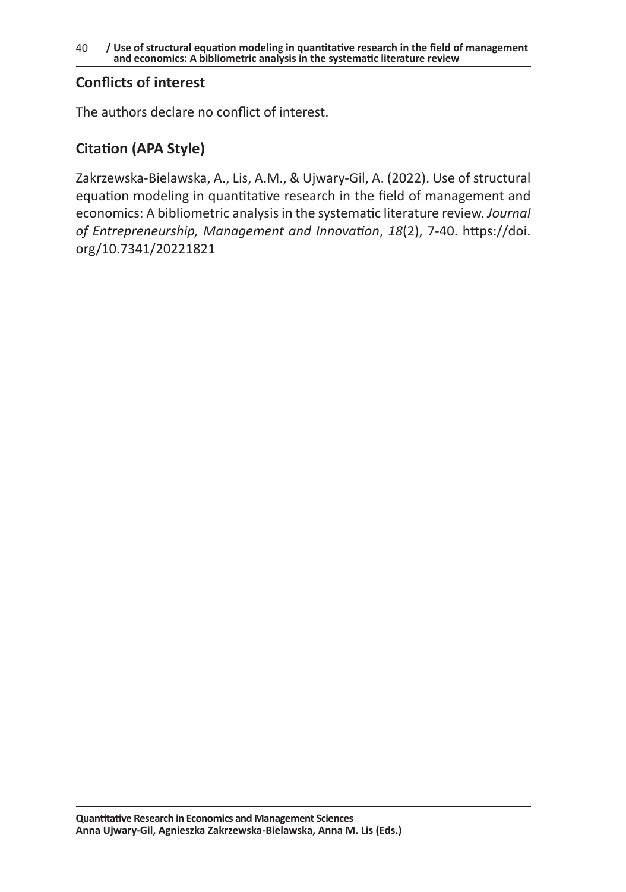## Conflicts of interest

The authors declare no conflict of interest.

## Citation (APA Style)

Zakrzewska-Bielawska, A., Lis, A.M., & Ujwary-Gil, A. (2022). Use of structural equation modeling in quantitative research in the field of management and economics: A bibliometric analysis in the systematic literature review. *Journal of Entrepreneurship, Management and Innovation*, *18*(2), 7-40. https://doi.org/10.7341/20221821